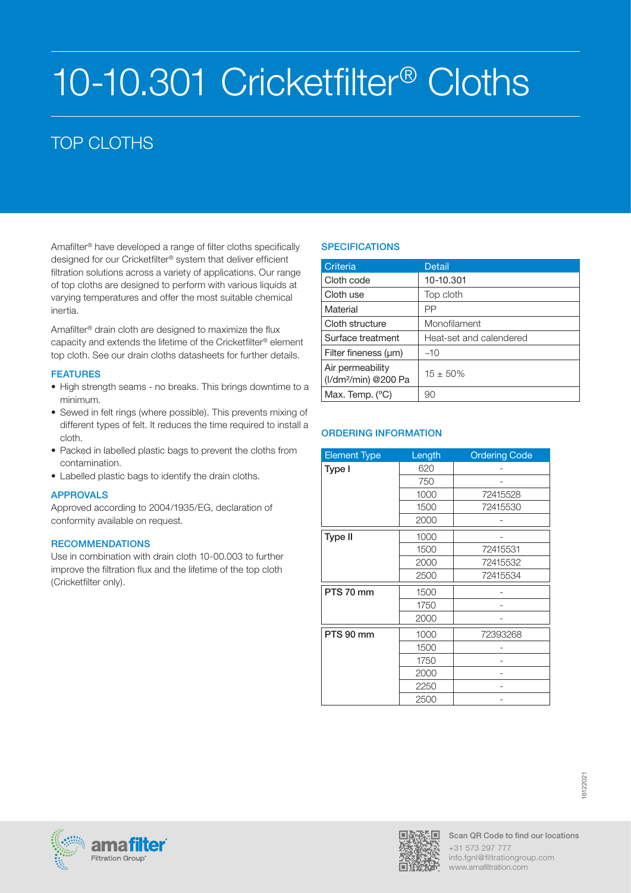# 10-10.301 Cricketfilter® Cloths

## TOP CLOTHS

Amafilter® have developed a range of filter cloths specifically designed for our Cricketfilter® system that deliver efficient filtration solutions across a variety of applications. Our range of top cloths are designed to perform with various liquids at varying temperatures and offer the most suitable chemical inertia.

Amafilter® drain cloth are designed to maximize the flux capacity and extends the lifetime of the Cricketfilter® element top cloth. See our drain cloths datasheets for further details.

### FEATURES

- High strength seams - no breaks. This brings downtime to a minimum.
- Sewed in felt rings (where possible). This prevents mixing of different types of felt. It reduces the time required to install a cloth.
- Packed in labelled plastic bags to prevent the cloths from contamination.
- Labelled plastic bags to identify the drain cloths.

### APPROVALS

Approved according to 2004/1935/EG, declaration of conformity available on request.

### RECOMMENDATIONS

Use in combination with drain cloth 10-00.003 to further improve the filtration flux and the lifetime of the top cloth (Cricketfilter only).

### SPECIFICATIONS

| Criteria | Detail |
|---|---|
| Cloth code | 10-10.301 |
| Cloth use | Top cloth |
| Material | PP |
| Cloth structure | Monofilament |
| Surface treatment | Heat-set and calendered |
| Filter fineness (μm) | ~10 |
| Air permeability ($l/dm^2/min$) @200 Pa | 15 ± 50% |
| Max. Temp. (°C) | 90 |

### ORDERING INFORMATION

| Element Type | Length | Ordering Code |
|---|---|---|
| Type I | 620 | - |
| | 750 | - |
| | 1000 | 72415528 |
| | 1500 | 72415530 |
| | 2000 | - |
| Type II | 1000 | - |
| | 1500 | 72415531 |
| | 2000 | 72415532 |
| | 2500 | 72415534 |
| PTS 70 mm | 1500 | - |
| | 1750 | - |
| | 2000 | - |
| PTS 90 mm | 1000 | 72393268 |
| | 1500 | - |
| | 1750 | - |
| | 2000 | - |
| | 2250 | - |
| | 2500 | - |

16122021

Scan QR Code to find our locations
+31 573 297 777
info.fgnl@filtrationgroup.com
www.amafiltration.com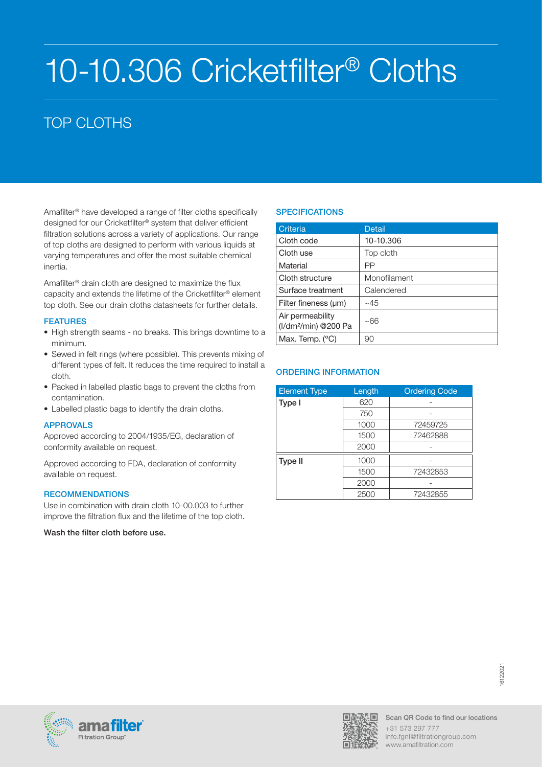# 10-10.306 Cricketfilter® Cloths

## TOP CLOTHS

Amafilter® have developed a range of filter cloths specifically designed for our Cricketfilter® system that deliver efficient filtration solutions across a variety of applications. Our range of top cloths are designed to perform with various liquids at varying temperatures and offer the most suitable chemical inertia.

Amafilter® drain cloth are designed to maximize the flux capacity and extends the lifetime of the Cricketfilter® element top cloth. See our drain cloths datasheets for further details.

### FEATURES

- High strength seams - no breaks. This brings downtime to a minimum.
- Sewed in felt rings (where possible). This prevents mixing of different types of felt. It reduces the time required to install a cloth.
- Packed in labelled plastic bags to prevent the cloths from contamination.
- Labelled plastic bags to identify the drain cloths.

### APPROVALS

Approved according to 2004/1935/EG, declaration of conformity available on request.

Approved according to FDA, declaration of conformity available on request.

### RECOMMENDATIONS

Use in combination with drain cloth 10-00.003 to further improve the filtration flux and the lifetime of the top cloth.

**Wash the filter cloth before use.**

### SPECIFICATIONS

| Criteria | Detail |
|---|---|
| Cloth code | 10-10.306 |
| Cloth use | Top cloth |
| Material | PP |
| Cloth structure | Monofilament |
| Surface treatment | Calendered |
| Filter fineness (µm) | ~45 |
| Air permeability (l/dm²/min) @200 Pa | ~66 |
| Max. Temp. (°C) | 90 |

### ORDERING INFORMATION

| Element Type | Length | Ordering Code |
|---|---|---|
| Type I | 620 | - |
| | 750 | - |
| | 1000 | 72459725 |
| | 1500 | 72462888 |
| | 2000 | - |
| Type II | 1000 | - |
| | 1500 | 72432853 |
| | 2000 | - |
| | 2500 | 72432855 |

Scan QR Code to find our locations
+31 573 297 777
info.fgnl@filtrationgroup.com
www.amafiltration.com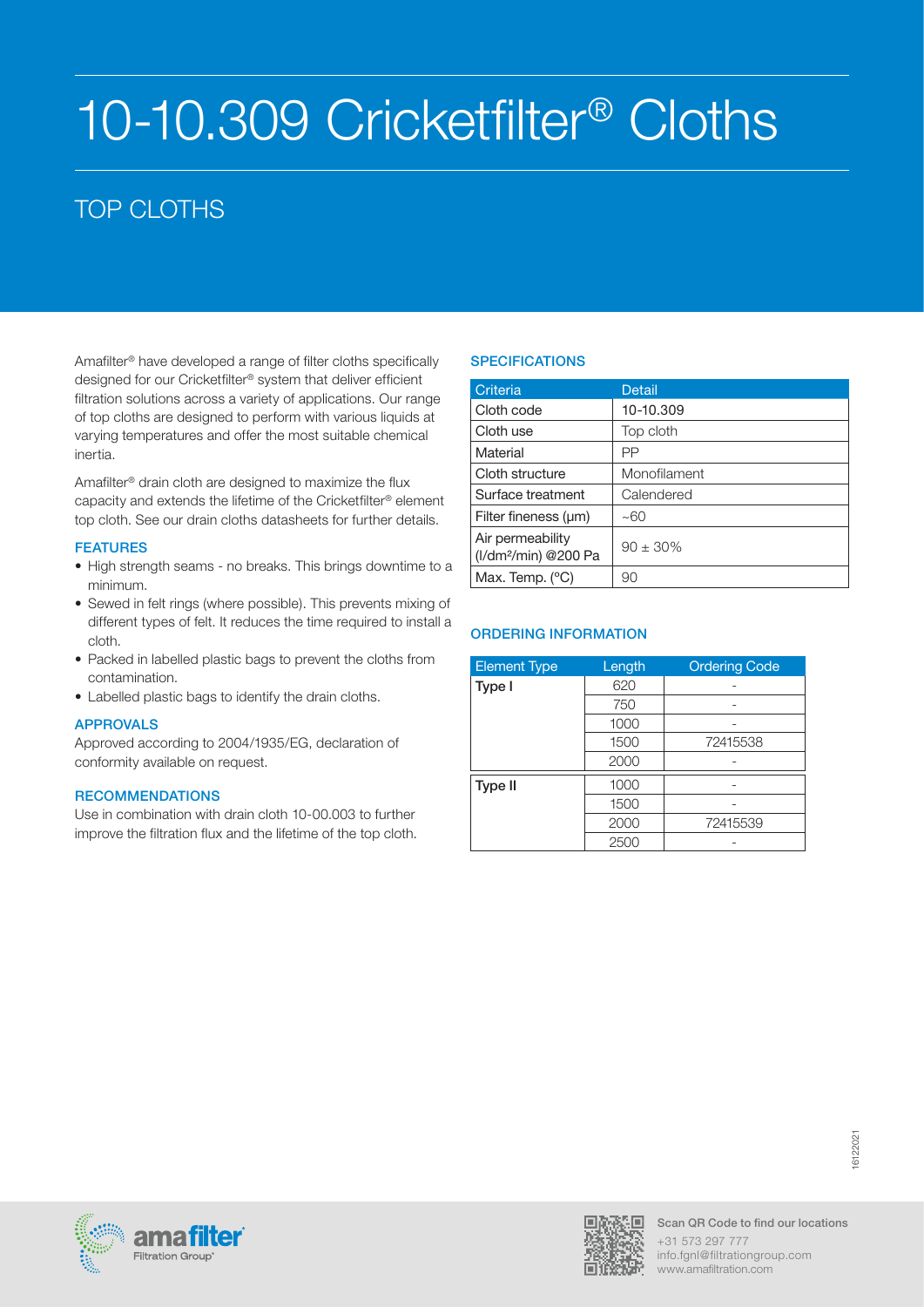# 10-10.309 Cricketfilter® Cloths

## TOP CLOTHS

Amafilter® have developed a range of filter cloths specifically designed for our Cricketfilter® system that deliver efficient filtration solutions across a variety of applications. Our range of top cloths are designed to perform with various liquids at varying temperatures and offer the most suitable chemical inertia.

Amafilter® drain cloth are designed to maximize the flux capacity and extends the lifetime of the Cricketfilter® element top cloth. See our drain cloths datasheets for further details.

### FEATURES

- High strength seams - no breaks. This brings downtime to a minimum.
- Sewed in felt rings (where possible). This prevents mixing of different types of felt. It reduces the time required to install a cloth.
- Packed in labelled plastic bags to prevent the cloths from contamination.
- Labelled plastic bags to identify the drain cloths.

### APPROVALS

Approved according to 2004/1935/EG, declaration of conformity available on request.

### RECOMMENDATIONS

Use in combination with drain cloth 10-00.003 to further improve the filtration flux and the lifetime of the top cloth.

### SPECIFICATIONS

| Criteria | Detail |
|---|---|
| Cloth code | 10-10.309 |
| Cloth use | Top cloth |
| Material | PP |
| Cloth structure | Monofilament |
| Surface treatment | Calendered |
| Filter fineness (µm) | ~60 |
| Air permeability (l/dm²/min) @200 Pa | 90 ± 30% |
| Max. Temp. (°C) | 90 |

### ORDERING INFORMATION

| Element Type | Length | Ordering Code |
|---|---|---|
| Type I | 620 | - |
| | 750 | - |
| | 1000 | - |
| | 1500 | 72415538 |
| | 2000 | - |
| Type II | 1000 | - |
| | 1500 | - |
| | 2000 | 72415539 |
| | 2500 | - |

16122021

Scan QR Code to find our locations
+31 573 297 777
info.fgnl@filtrationgroup.com
www.amafiltration.com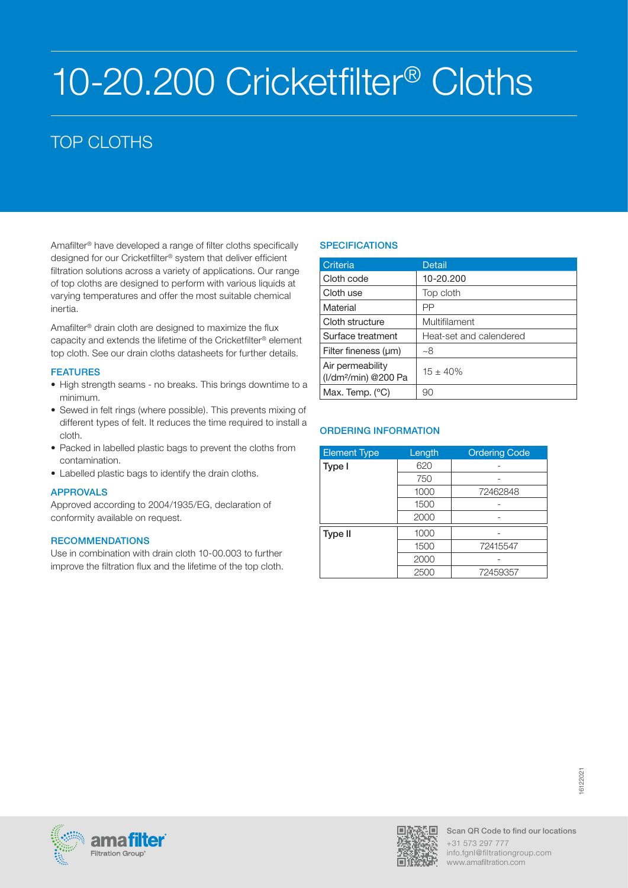# 10-20.200 Cricketfilter® Cloths

## TOP CLOTHS

Amafilter® have developed a range of filter cloths specifically designed for our Cricketfilter® system that deliver efficient filtration solutions across a variety of applications. Our range of top cloths are designed to perform with various liquids at varying temperatures and offer the most suitable chemical inertia.

Amafilter® drain cloth are designed to maximize the flux capacity and extends the lifetime of the Cricketfilter® element top cloth. See our drain cloths datasheets for further details.

### FEATURES

- High strength seams - no breaks. This brings downtime to a minimum.
- Sewed in felt rings (where possible). This prevents mixing of different types of felt. It reduces the time required to install a cloth.
- Packed in labelled plastic bags to prevent the cloths from contamination.
- Labelled plastic bags to identify the drain cloths.

### APPROVALS

Approved according to 2004/1935/EG, declaration of conformity available on request.

### RECOMMENDATIONS

Use in combination with drain cloth 10-00.003 to further improve the filtration flux and the lifetime of the top cloth.

### SPECIFICATIONS

| Criteria | Detail |
|---|---|
| Cloth code | 10-20.200 |
| Cloth use | Top cloth |
| Material | PP |
| Cloth structure | Multifilament |
| Surface treatment | Heat-set and calendered |
| Filter fineness (μm) | ~8 |
| Air permeability ($l/dm^2/min$) @200 Pa | 15 ± 40% |
| Max. Temp. (°C) | 90 |

### ORDERING INFORMATION

| Element Type | Length | Ordering Code |
|---|---|---|
| Type I | 620 | - |
| | 750 | - |
| | 1000 | 72462848 |
| | 1500 | - |
| | 2000 | - |
| Type II | 1000 | - |
| | 1500 | 72415547 |
| | 2000 | - |
| | 2500 | 72459357 |

16122021

Scan QR Code to find our locations
+31 573 297 777
info.fgnl@filtrationgroup.com
www.amafiltration.com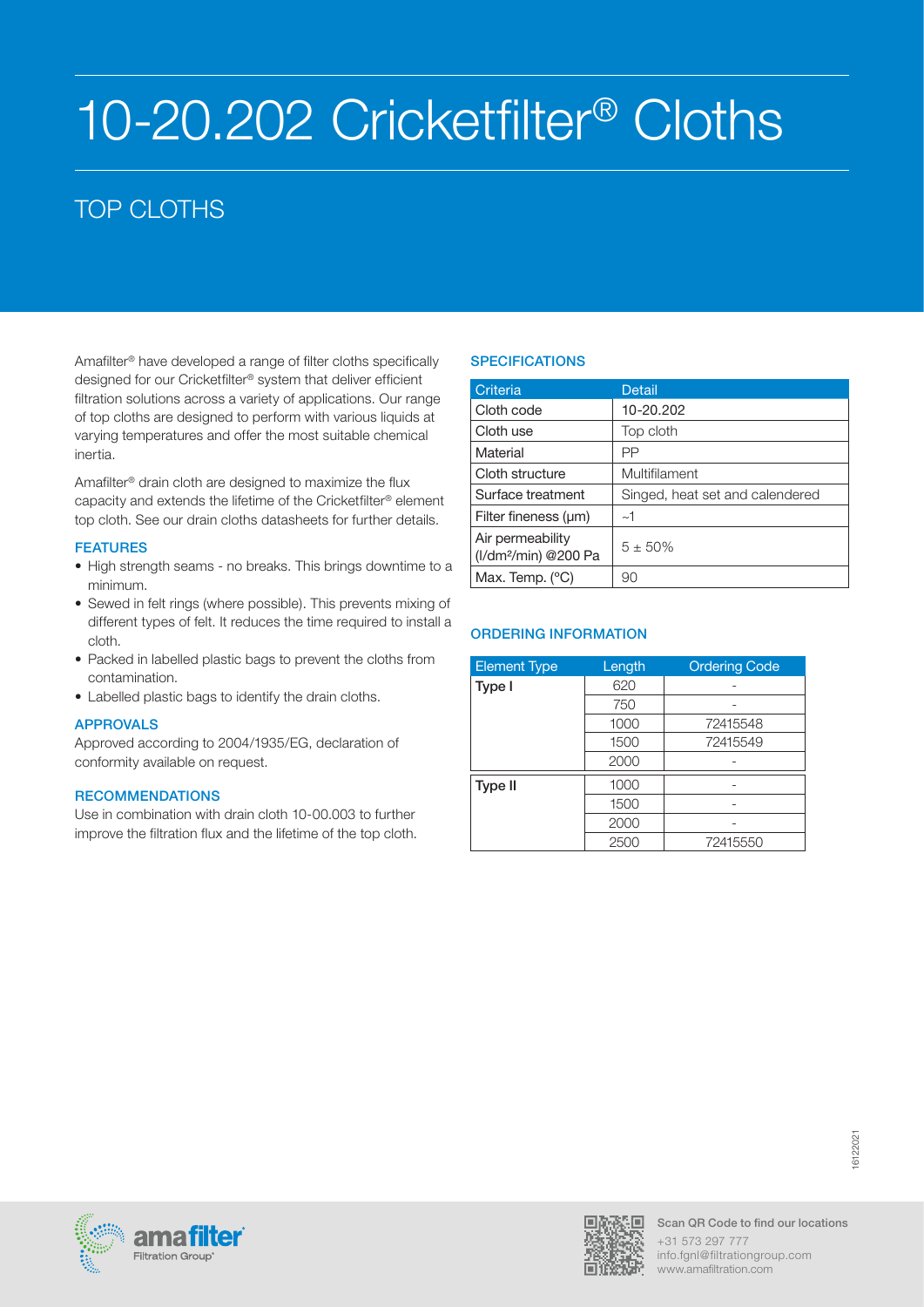# 10-20.202 Cricketfilter® Cloths

## TOP CLOTHS

Amafilter® have developed a range of filter cloths specifically designed for our Cricketfilter® system that deliver efficient filtration solutions across a variety of applications. Our range of top cloths are designed to perform with various liquids at varying temperatures and offer the most suitable chemical inertia.

Amafilter® drain cloth are designed to maximize the flux capacity and extends the lifetime of the Cricketfilter® element top cloth. See our drain cloths datasheets for further details.

### FEATURES

- High strength seams - no breaks. This brings downtime to a minimum.
- Sewed in felt rings (where possible). This prevents mixing of different types of felt. It reduces the time required to install a cloth.
- Packed in labelled plastic bags to prevent the cloths from contamination.
- Labelled plastic bags to identify the drain cloths.

### APPROVALS

Approved according to 2004/1935/EG, declaration of conformity available on request.

### RECOMMENDATIONS

Use in combination with drain cloth 10-00.003 to further improve the filtration flux and the lifetime of the top cloth.

### SPECIFICATIONS

| Criteria | Detail |
|---|---|
| Cloth code | 10-20.202 |
| Cloth use | Top cloth |
| Material | PP |
| Cloth structure | Multifilament |
| Surface treatment | Singed, heat set and calendered |
| Filter fineness (μm) | ~1 |
| Air permeability ($l/dm^2/min$) @200 Pa | 5 ± 50% |
| Max. Temp. (°C) | 90 |

### ORDERING INFORMATION

| Element Type | Length | Ordering Code |
|---|---|---|
| Type I | 620 | - |
| | 750 | - |
| | 1000 | 72415548 |
| | 1500 | 72415549 |
| | 2000 | - |
| Type II | 1000 | - |
| | 1500 | - |
| | 2000 | - |
| | 2500 | 72415550 |

Scan QR Code to find our locations
+31 573 297 777
info.fgnl@filtrationgroup.com
www.amafiltration.com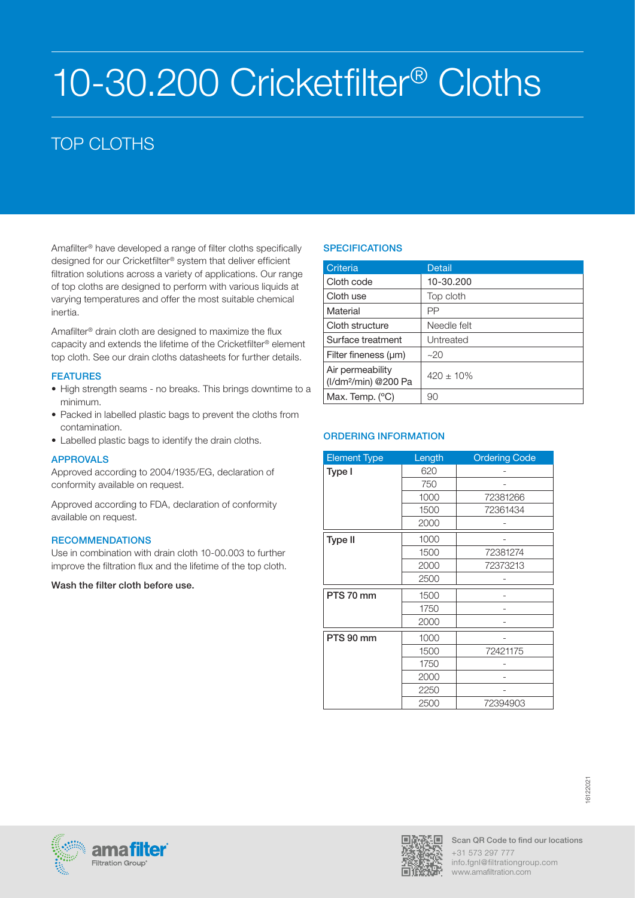# 10-30.200 Cricketfilter® Cloths

## TOP CLOTHS

Amafilter® have developed a range of filter cloths specifically designed for our Cricketfilter® system that deliver efficient filtration solutions across a variety of applications. Our range of top cloths are designed to perform with various liquids at varying temperatures and offer the most suitable chemical inertia.

Amafilter® drain cloth are designed to maximize the flux capacity and extends the lifetime of the Cricketfilter® element top cloth. See our drain cloths datasheets for further details.

### FEATURES

- High strength seams - no breaks. This brings downtime to a minimum.
- Packed in labelled plastic bags to prevent the cloths from contamination.
- Labelled plastic bags to identify the drain cloths.

### APPROVALS

Approved according to 2004/1935/EG, declaration of conformity available on request.

Approved according to FDA, declaration of conformity available on request.

### RECOMMENDATIONS

Use in combination with drain cloth 10-00.003 to further improve the filtration flux and the lifetime of the top cloth.

**Wash the filter cloth before use.**

### SPECIFICATIONS

| Criteria | Detail |
| --- | --- |
| Cloth code | 10-30.200 |
| Cloth use | Top cloth |
| Material | PP |
| Cloth structure | Needle felt |
| Surface treatment | Untreated |
| Filter fineness (μm) | ~20 |
| Air permeability (l/dm²/min) @200 Pa | 420 ± 10% |
| Max. Temp. (°C) | 90 |

### ORDERING INFORMATION

| Element Type | Length | Ordering Code |
| --- | --- | --- |
| Type I | 620 | - |
| | 750 | - |
| | 1000 | 72381266 |
| | 1500 | 72361434 |
| | 2000 | - |
| Type II | 1000 | - |
| | 1500 | 72381274 |
| | 2000 | 72373213 |
| | 2500 | - |
| PTS 70 mm | 1500 | - |
| | 1750 | - |
| | 2000 | - |
| PTS 90 mm | 1000 | - |
| | 1500 | 72421175 |
| | 1750 | - |
| | 2000 | - |
| | 2250 | - |
| | 2500 | 72394903 |

16122021

Scan QR Code to find our locations
+31 573 297 777
info.fgnl@filtrationgroup.com
www.amafiltration.com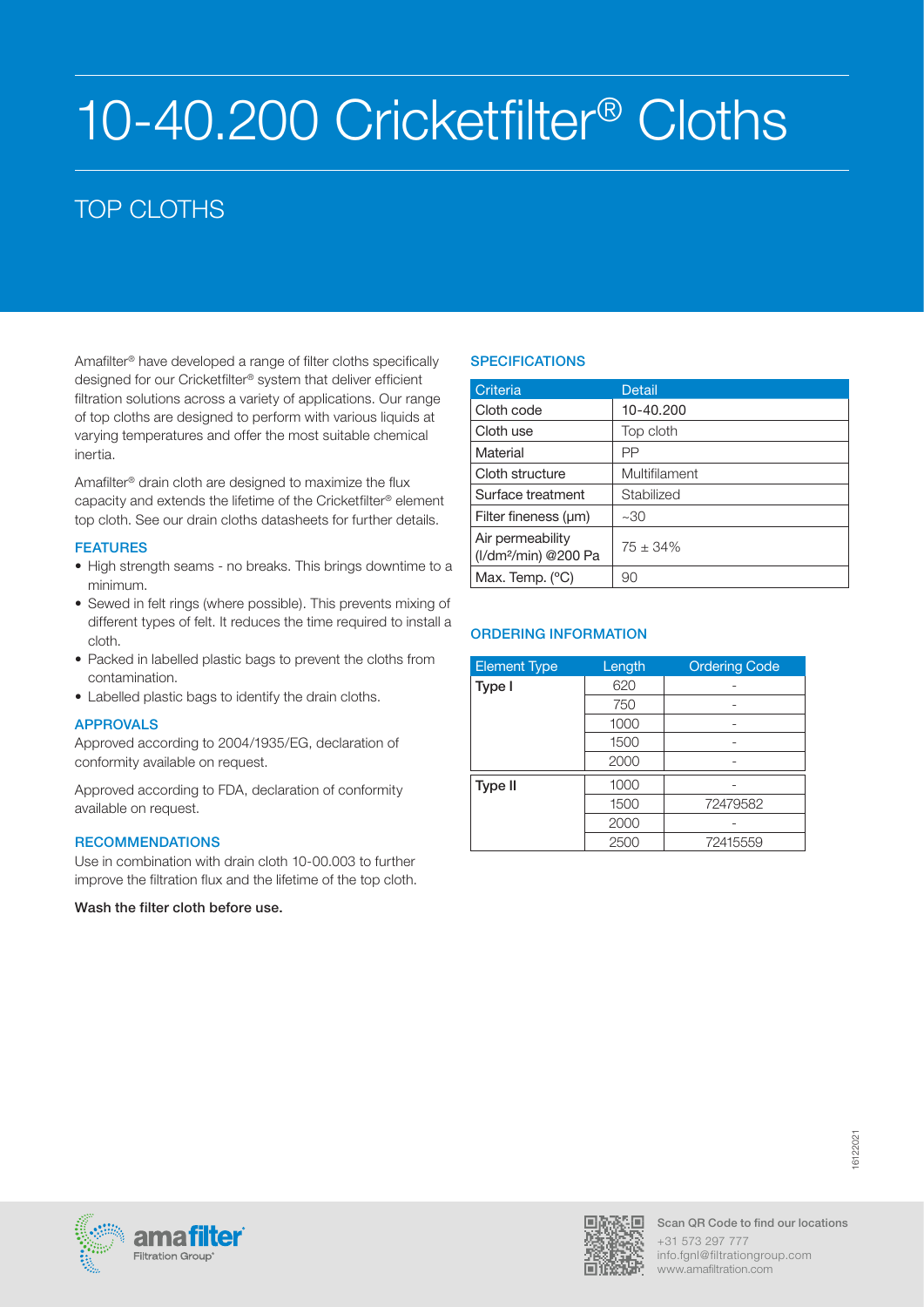# 10-40.200 Cricketfilter® Cloths

## TOP CLOTHS

Amafilter® have developed a range of filter cloths specifically designed for our Cricketfilter® system that deliver efficient filtration solutions across a variety of applications. Our range of top cloths are designed to perform with various liquids at varying temperatures and offer the most suitable chemical inertia.

Amafilter® drain cloth are designed to maximize the flux capacity and extends the lifetime of the Cricketfilter® element top cloth. See our drain cloths datasheets for further details.

### FEATURES

- High strength seams - no breaks. This brings downtime to a minimum.
- Sewed in felt rings (where possible). This prevents mixing of different types of felt. It reduces the time required to install a cloth.
- Packed in labelled plastic bags to prevent the cloths from contamination.
- Labelled plastic bags to identify the drain cloths.

### APPROVALS

Approved according to 2004/1935/EG, declaration of conformity available on request.

Approved according to FDA, declaration of conformity available on request.

### RECOMMENDATIONS

Use in combination with drain cloth 10-00.003 to further improve the filtration flux and the lifetime of the top cloth.

**Wash the filter cloth before use.**

### SPECIFICATIONS

| Criteria | Detail |
|---|---|
| Cloth code | 10-40.200 |
| Cloth use | Top cloth |
| Material | PP |
| Cloth structure | Multifilament |
| Surface treatment | Stabilized |
| Filter fineness (µm) | ~30 |
| Air permeability (l/dm²/min) @200 Pa | 75 ± 34% |
| Max. Temp. (°C) | 90 |

### ORDERING INFORMATION

| Element Type | Length | Ordering Code |
|---|---|---|
| Type I | 620 | - |
| | 750 | - |
| | 1000 | - |
| | 1500 | - |
| | 2000 | - |
| Type II | 1000 | - |
| | 1500 | 72479582 |
| | 2000 | - |
| | 2500 | 72415559 |

Scan QR Code to find our locations
+31 573 297 777
info.fgnl@filtrationgroup.com
www.amafiltration.com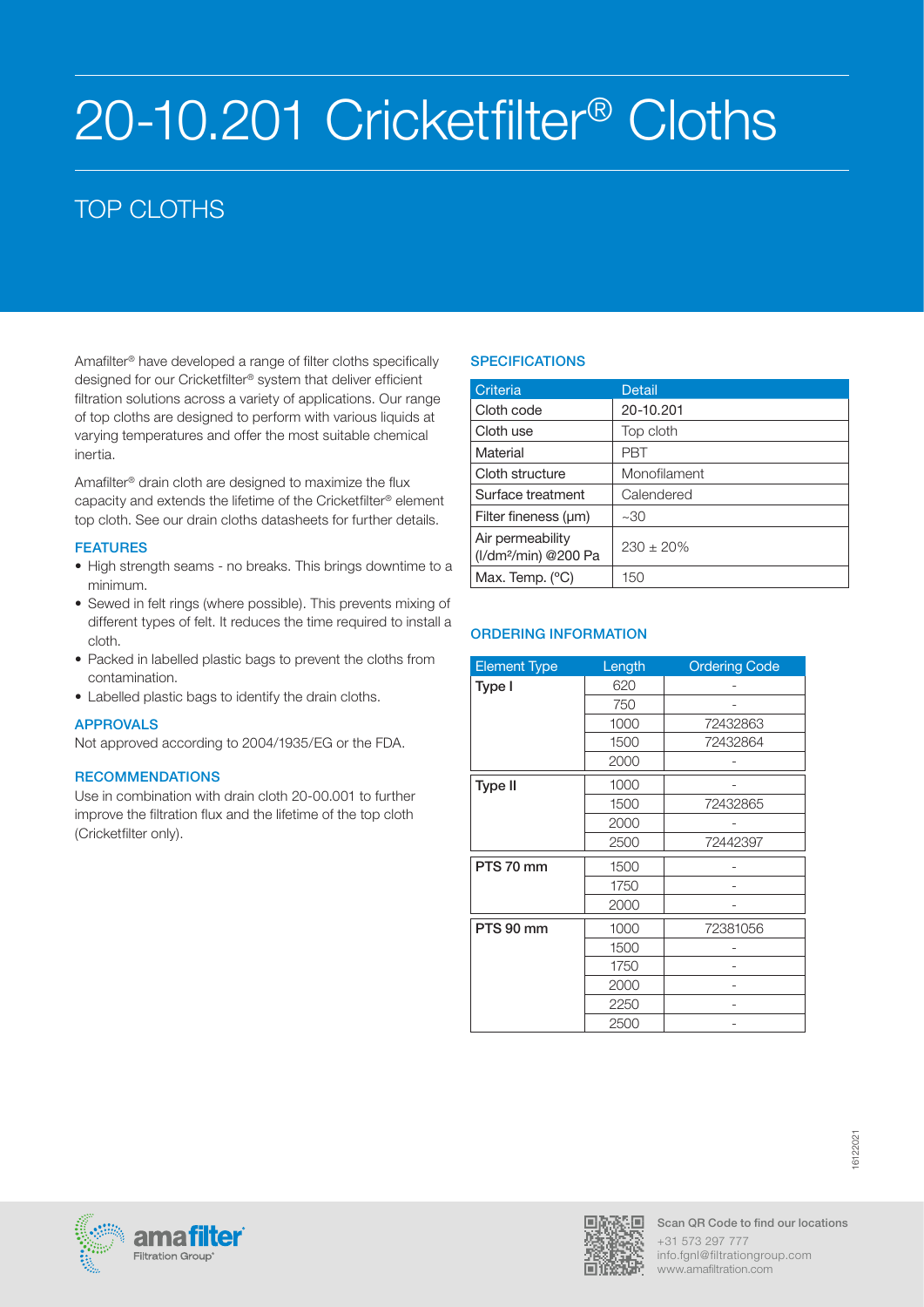# 20-10.201 Cricketfilter® Cloths

## TOP CLOTHS

Amafilter® have developed a range of filter cloths specifically designed for our Cricketfilter® system that deliver efficient filtration solutions across a variety of applications. Our range of top cloths are designed to perform with various liquids at varying temperatures and offer the most suitable chemical inertia.

Amafilter® drain cloth are designed to maximize the flux capacity and extends the lifetime of the Cricketfilter® element top cloth. See our drain cloths datasheets for further details.

### FEATURES

- High strength seams - no breaks. This brings downtime to a minimum.
- Sewed in felt rings (where possible). This prevents mixing of different types of felt. It reduces the time required to install a cloth.
- Packed in labelled plastic bags to prevent the cloths from contamination.
- Labelled plastic bags to identify the drain cloths.

### APPROVALS

Not approved according to 2004/1935/EG or the FDA.

### RECOMMENDATIONS

Use in combination with drain cloth 20-00.001 to further improve the filtration flux and the lifetime of the top cloth (Cricketfilter only).

### SPECIFICATIONS

| Criteria | Detail |
|---|---|
| Cloth code | 20-10.201 |
| Cloth use | Top cloth |
| Material | PBT |
| Cloth structure | Monofilament |
| Surface treatment | Calendered |
| Filter fineness (μm) | ~30 |
| Air permeability (l/dm²/min) @200 Pa | 230 ± 20% |
| Max. Temp. (°C) | 150 |

### ORDERING INFORMATION

| Element Type | Length | Ordering Code |
|---|---|---|
| Type I | 620 | - |
| | 750 | - |
| | 1000 | 72432863 |
| | 1500 | 72432864 |
| | 2000 | - |
| Type II | 1000 | - |
| | 1500 | 72432865 |
| | 2000 | - |
| | 2500 | 72442397 |
| PTS 70 mm | 1500 | - |
| | 1750 | - |
| | 2000 | - |
| PTS 90 mm | 1000 | 72381056 |
| | 1500 | - |
| | 1750 | - |
| | 2000 | - |
| | 2250 | - |
| | 2500 | - |

16122021

Scan QR Code to find our locations
+31 573 297 777
info.fgnl@filtrationgroup.com
www.amafiltration.com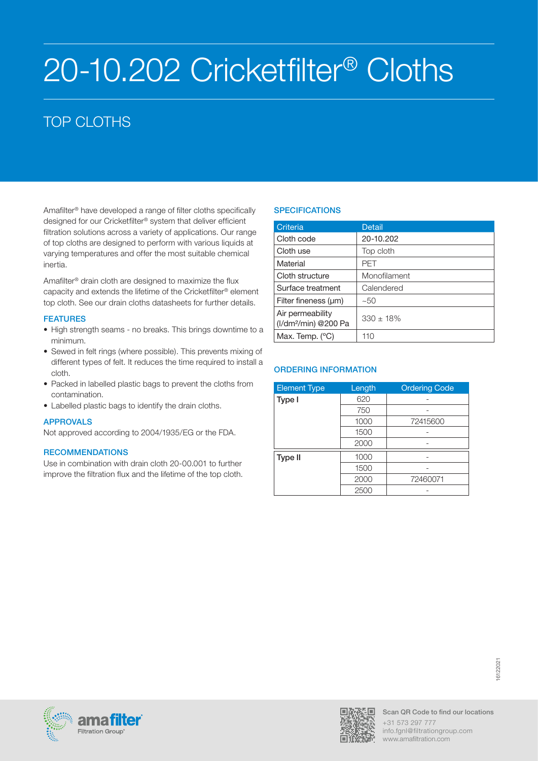# 20-10.202 Cricketfilter® Cloths

## TOP CLOTHS

Amafilter® have developed a range of filter cloths specifically designed for our Cricketfilter® system that deliver efficient filtration solutions across a variety of applications. Our range of top cloths are designed to perform with various liquids at varying temperatures and offer the most suitable chemical inertia.

Amafilter® drain cloth are designed to maximize the flux capacity and extends the lifetime of the Cricketfilter® element top cloth. See our drain cloths datasheets for further details.

### FEATURES

- High strength seams - no breaks. This brings downtime to a minimum.
- Sewed in felt rings (where possible). This prevents mixing of different types of felt. It reduces the time required to install a cloth.
- Packed in labelled plastic bags to prevent the cloths from contamination.
- Labelled plastic bags to identify the drain cloths.

### APPROVALS

Not approved according to 2004/1935/EG or the FDA.

### RECOMMENDATIONS

Use in combination with drain cloth 20-00.001 to further improve the filtration flux and the lifetime of the top cloth.

### SPECIFICATIONS

| Criteria | Detail |
|---|---|
| Cloth code | 20-10.202 |
| Cloth use | Top cloth |
| Material | PET |
| Cloth structure | Monofilament |
| Surface treatment | Calendered |
| Filter fineness (µm) | ~50 |
| Air permeability ($l/dm^2/min$) @200 Pa | 330 ± 18% |
| Max. Temp. (°C) | 110 |

### ORDERING INFORMATION

| Element Type | Length | Ordering Code |
|---|---|---|
| Type I | 620 | - |
| | 750 | - |
| | 1000 | 72415600 |
| | 1500 | - |
| | 2000 | - |
| Type II | 1000 | - |
| | 1500 | - |
| | 2000 | 72460071 |
| | 2500 | - |

16122021

Scan QR Code to find our locations
+31 573 297 777
info.fgnl@filtrationgroup.com
www.amafiltration.com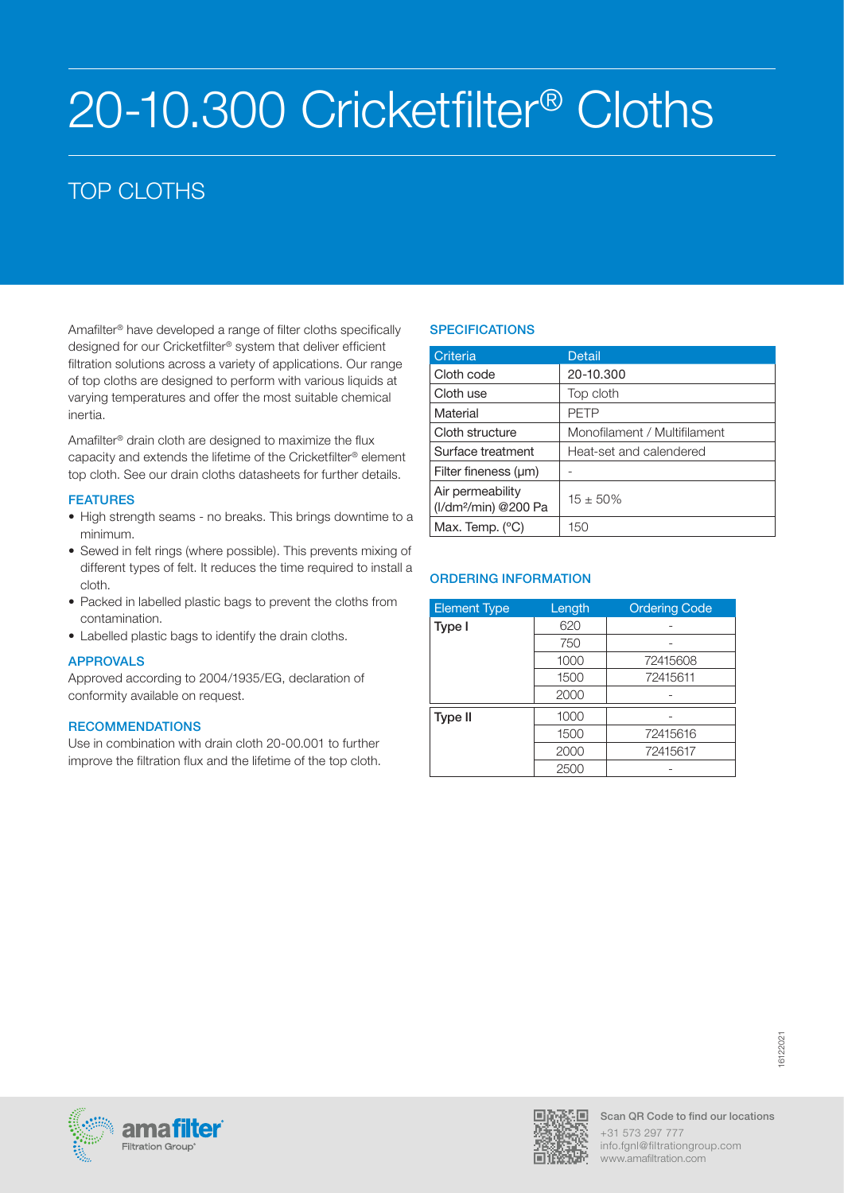# 20-10.300 Cricketfilter® Cloths

## TOP CLOTHS

Amafilter® have developed a range of filter cloths specifically designed for our Cricketfilter® system that deliver efficient filtration solutions across a variety of applications. Our range of top cloths are designed to perform with various liquids at varying temperatures and offer the most suitable chemical inertia.

Amafilter® drain cloth are designed to maximize the flux capacity and extends the lifetime of the Cricketfilter® element top cloth. See our drain cloths datasheets for further details.

### FEATURES

- High strength seams - no breaks. This brings downtime to a minimum.
- Sewed in felt rings (where possible). This prevents mixing of different types of felt. It reduces the time required to install a cloth.
- Packed in labelled plastic bags to prevent the cloths from contamination.
- Labelled plastic bags to identify the drain cloths.

### APPROVALS

Approved according to 2004/1935/EG, declaration of conformity available on request.

### RECOMMENDATIONS

Use in combination with drain cloth 20-00.001 to further improve the filtration flux and the lifetime of the top cloth.

### SPECIFICATIONS

| Criteria | Detail |
|---|---|
| Cloth code | 20-10.300 |
| Cloth use | Top cloth |
| Material | PETP |
| Cloth structure | Monofilament / Multifilament |
| Surface treatment | Heat-set and calendered |
| Filter fineness (µm) | - |
| Air permeability (l/dm²/min) @200 Pa | 15 ± 50% |
| Max. Temp. (°C) | 150 |

### ORDERING INFORMATION

| Element Type | Length | Ordering Code |
|---|---|---|
| Type I | 620 | - |
| | 750 | - |
| | 1000 | 72415608 |
| | 1500 | 72415611 |
| | 2000 | - |
| Type II | 1000 | - |
| | 1500 | 72415616 |
| | 2000 | 72415617 |
| | 2500 | - |

16122021

Scan QR Code to find our locations
+31 573 297 777
info.fgnl@filtrationgroup.com
www.amafiltration.com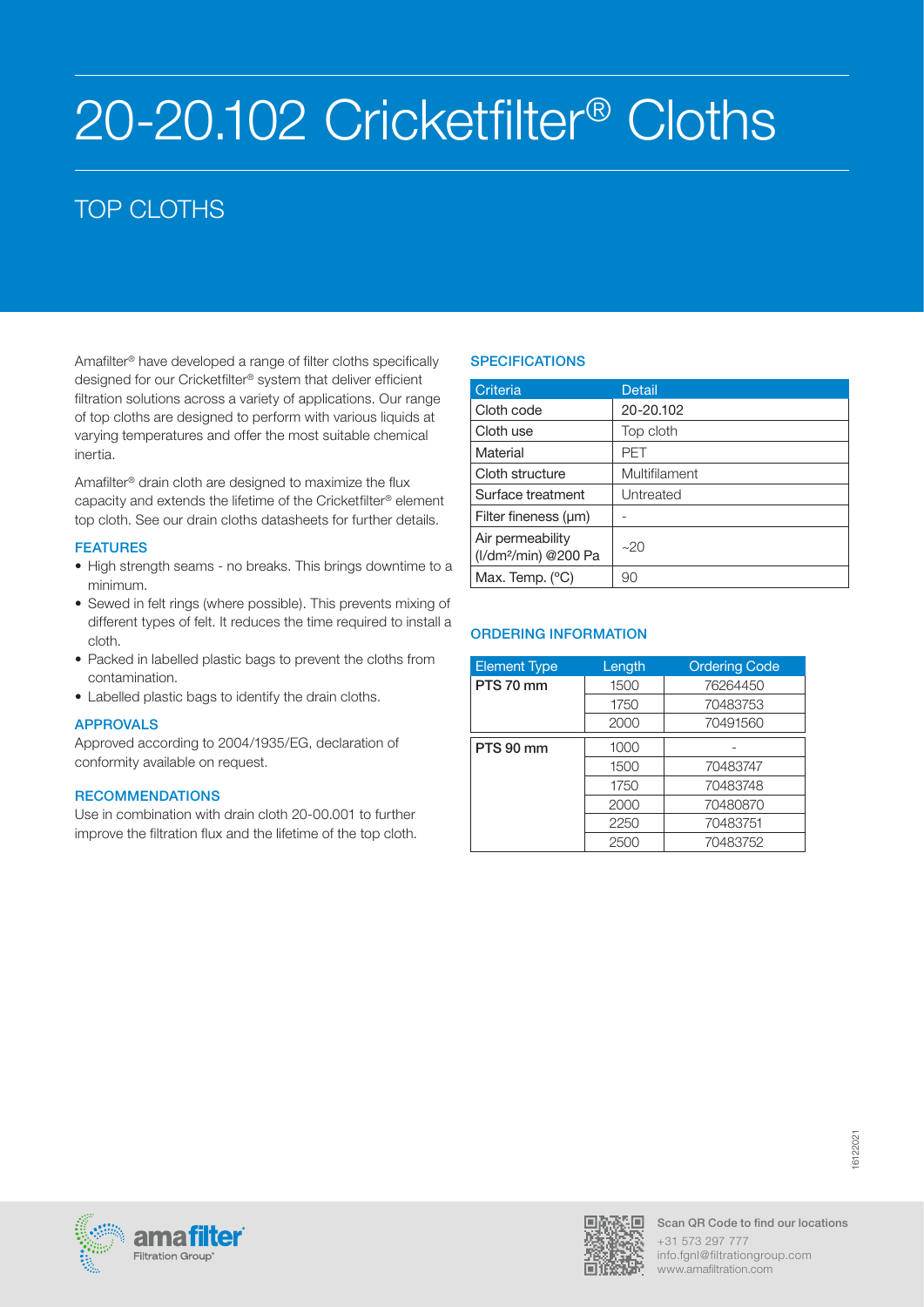# 20-20.102 Cricketfilter® Cloths

## TOP CLOTHS

Amafilter® have developed a range of filter cloths specifically designed for our Cricketfilter® system that deliver efficient filtration solutions across a variety of applications. Our range of top cloths are designed to perform with various liquids at varying temperatures and offer the most suitable chemical inertia.

Amafilter® drain cloth are designed to maximize the flux capacity and extends the lifetime of the Cricketfilter® element top cloth. See our drain cloths datasheets for further details.

### FEATURES

- High strength seams - no breaks. This brings downtime to a minimum.
- Sewed in felt rings (where possible). This prevents mixing of different types of felt. It reduces the time required to install a cloth.
- Packed in labelled plastic bags to prevent the cloths from contamination.
- Labelled plastic bags to identify the drain cloths.

### APPROVALS

Approved according to 2004/1935/EG, declaration of conformity available on request.

### RECOMMENDATIONS

Use in combination with drain cloth 20-00.001 to further improve the filtration flux and the lifetime of the top cloth.

### SPECIFICATIONS

| Criteria | Detail |
|---|---|
| Cloth code | 20-20.102 |
| Cloth use | Top cloth |
| Material | PET |
| Cloth structure | Multifilament |
| Surface treatment | Untreated |
| Filter fineness (µm) | - |
| Air permeability (l/dm²/min) @200 Pa | ~20 |
| Max. Temp. (°C) | 90 |

### ORDERING INFORMATION

| Element Type | Length | Ordering Code |
|---|---|---|
| PTS 70 mm | 1500 | 76264450 |
| | 1750 | 70483753 |
| | 2000 | 70491560 |
| PTS 90 mm | 1000 | - |
| | 1500 | 70483747 |
| | 1750 | 70483748 |
| | 2000 | 70480870 |
| | 2250 | 70483751 |
| | 2500 | 70483752 |

16122021

Scan QR Code to find our locations
+31 573 297 777
info.fgnl@filtrationgroup.com
www.amafiltration.com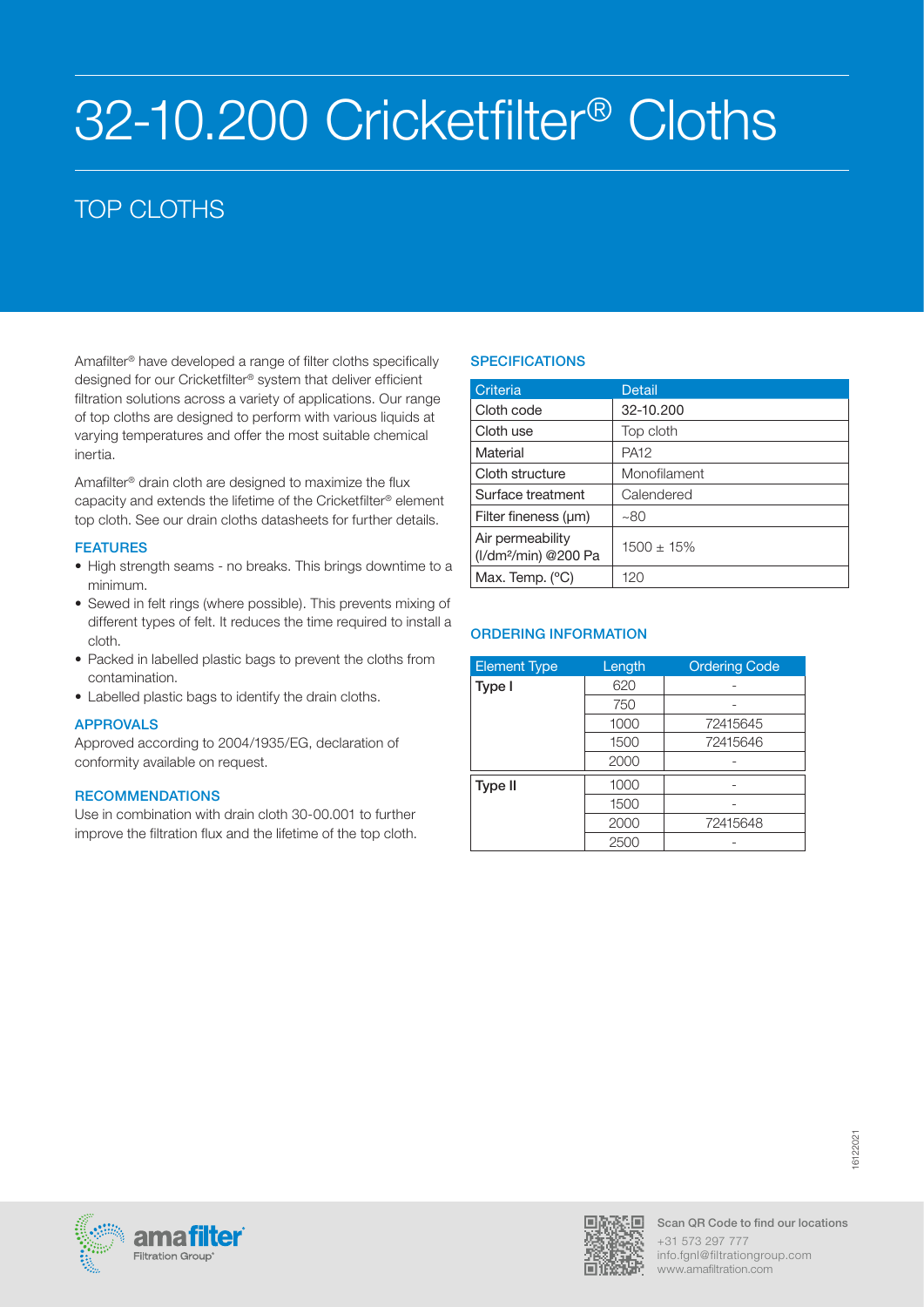# 32-10.200 Cricketfilter® Cloths

## TOP CLOTHS

Amafilter® have developed a range of filter cloths specifically designed for our Cricketfilter® system that deliver efficient filtration solutions across a variety of applications. Our range of top cloths are designed to perform with various liquids at varying temperatures and offer the most suitable chemical inertia.

Amafilter® drain cloth are designed to maximize the flux capacity and extends the lifetime of the Cricketfilter® element top cloth. See our drain cloths datasheets for further details.

### FEATURES

- High strength seams - no breaks. This brings downtime to a minimum.
- Sewed in felt rings (where possible). This prevents mixing of different types of felt. It reduces the time required to install a cloth.
- Packed in labelled plastic bags to prevent the cloths from contamination.
- Labelled plastic bags to identify the drain cloths.

### APPROVALS

Approved according to 2004/1935/EG, declaration of conformity available on request.

### RECOMMENDATIONS

Use in combination with drain cloth 30-00.001 to further improve the filtration flux and the lifetime of the top cloth.

### SPECIFICATIONS

| Criteria | Detail |
|---|---|
| Cloth code | 32-10.200 |
| Cloth use | Top cloth |
| Material | PA12 |
| Cloth structure | Monofilament |
| Surface treatment | Calendered |
| Filter fineness (μm) | ~80 |
| Air permeability (l/dm²/min) @200 Pa | 1500 ± 15% |
| Max. Temp. (°C) | 120 |

### ORDERING INFORMATION

| Element Type | Length | Ordering Code |
|---|---|---|
| Type I | 620 | - |
| | 750 | - |
| | 1000 | 72415645 |
| | 1500 | 72415646 |
| | 2000 | - |
| Type II | 1000 | - |
| | 1500 | - |
| | 2000 | 72415648 |
| | 2500 | - |

Scan QR Code to find our locations
+31 573 297 777
info.fgnl@filtrationgroup.com
www.amafiltration.com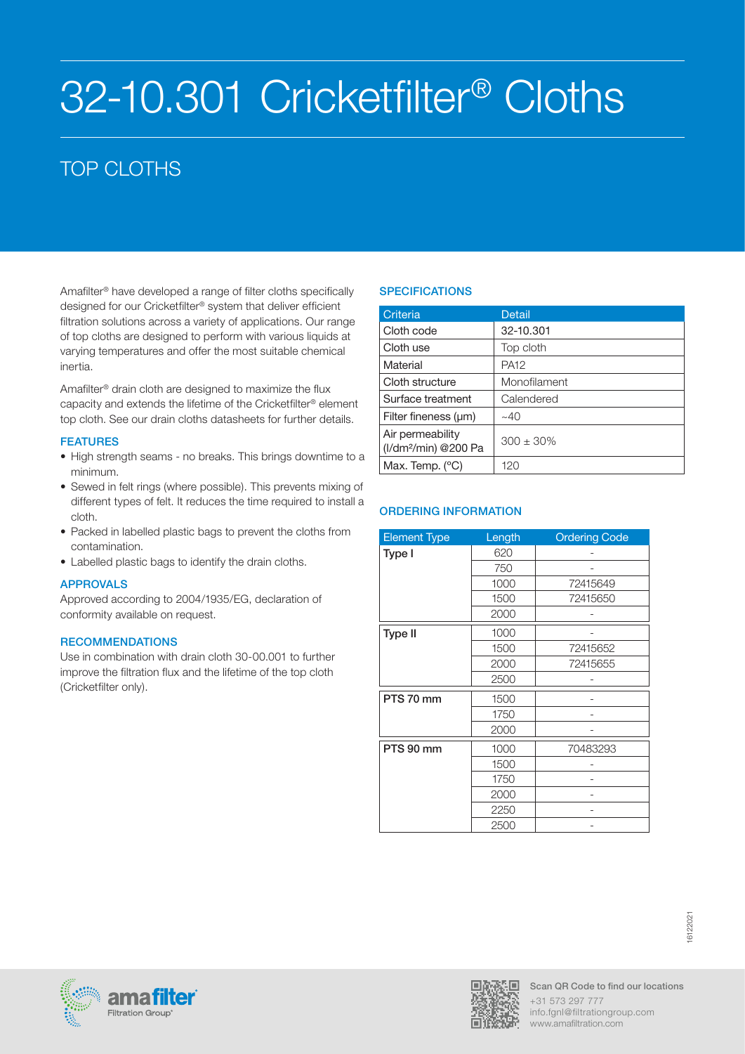# 32-10.301 Cricketfilter® Cloths

## TOP CLOTHS

Amafilter® have developed a range of filter cloths specifically designed for our Cricketfilter® system that deliver efficient filtration solutions across a variety of applications. Our range of top cloths are designed to perform with various liquids at varying temperatures and offer the most suitable chemical inertia.

Amafilter® drain cloth are designed to maximize the flux capacity and extends the lifetime of the Cricketfilter® element top cloth. See our drain cloths datasheets for further details.

### FEATURES

- High strength seams - no breaks. This brings downtime to a minimum.
- Sewed in felt rings (where possible). This prevents mixing of different types of felt. It reduces the time required to install a cloth.
- Packed in labelled plastic bags to prevent the cloths from contamination.
- Labelled plastic bags to identify the drain cloths.

### APPROVALS

Approved according to 2004/1935/EG, declaration of conformity available on request.

### RECOMMENDATIONS

Use in combination with drain cloth 30-00.001 to further improve the filtration flux and the lifetime of the top cloth (Cricketfilter only).

### SPECIFICATIONS

| Criteria | Detail |
|---|---|
| Cloth code | 32-10.301 |
| Cloth use | Top cloth |
| Material | PA12 |
| Cloth structure | Monofilament |
| Surface treatment | Calendered |
| Filter fineness (µm) | ~40 |
| Air permeability ($l/dm^2/min$) @200 Pa | 300 ± 30% |
| Max. Temp. (°C) | 120 |

### ORDERING INFORMATION

| Element Type | Length | Ordering Code |
|---|---|---|
| Type I | 620 | - |
| | 750 | - |
| | 1000 | 72415649 |
| | 1500 | 72415650 |
| | 2000 | - |
| Type II | 1000 | - |
| | 1500 | 72415652 |
| | 2000 | 72415655 |
| | 2500 | - |
| PTS 70 mm | 1500 | - |
| | 1750 | - |
| | 2000 | - |
| PTS 90 mm | 1000 | 70483293 |
| | 1500 | - |
| | 1750 | - |
| | 2000 | - |
| | 2250 | - |
| | 2500 | - |

16122021

Scan QR Code to find our locations
+31 573 297 777
info.fgnl@filtrationgroup.com
www.amafiltration.com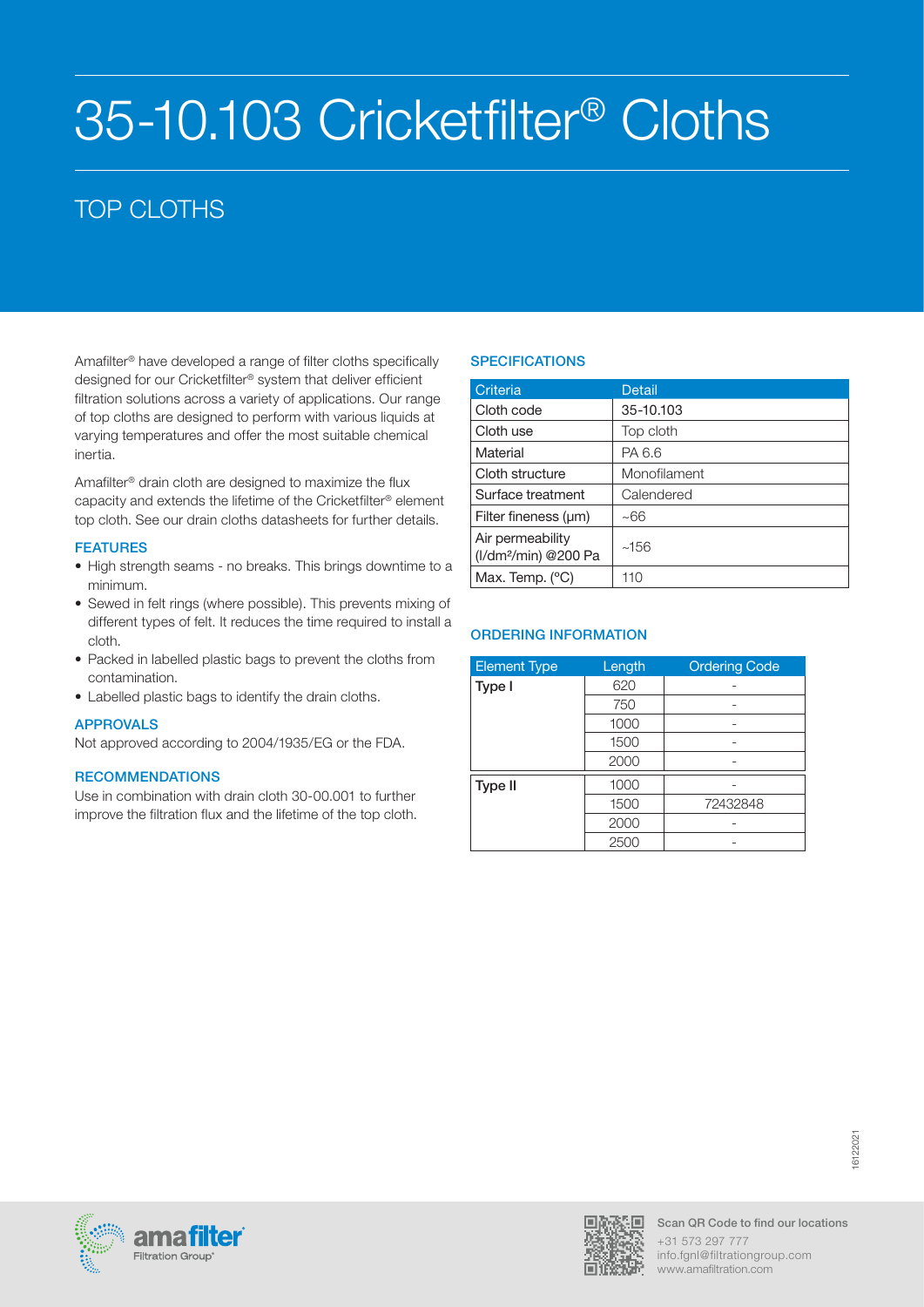# 35-10.103 Cricketfilter® Cloths

## TOP CLOTHS

Amafilter® have developed a range of filter cloths specifically designed for our Cricketfilter® system that deliver efficient filtration solutions across a variety of applications. Our range of top cloths are designed to perform with various liquids at varying temperatures and offer the most suitable chemical inertia.

Amafilter® drain cloth are designed to maximize the flux capacity and extends the lifetime of the Cricketfilter® element top cloth. See our drain cloths datasheets for further details.

### FEATURES

- High strength seams - no breaks. This brings downtime to a minimum.
- Sewed in felt rings (where possible). This prevents mixing of different types of felt. It reduces the time required to install a cloth.
- Packed in labelled plastic bags to prevent the cloths from contamination.
- Labelled plastic bags to identify the drain cloths.

### APPROVALS

Not approved according to 2004/1935/EG or the FDA.

### RECOMMENDATIONS

Use in combination with drain cloth 30-00.001 to further improve the filtration flux and the lifetime of the top cloth.

### SPECIFICATIONS

| Criteria | Detail |
|---|---|
| Cloth code | 35-10.103 |
| Cloth use | Top cloth |
| Material | PA 6.6 |
| Cloth structure | Monofilament |
| Surface treatment | Calendered |
| Filter fineness (µm) | ~66 |
| Air permeability (l/dm²/min) @200 Pa | ~156 |
| Max. Temp. (°C) | 110 |

### ORDERING INFORMATION

| Element Type | Length | Ordering Code |
|---|---|---|
| Type I | 620 | - |
| | 750 | - |
| | 1000 | - |
| | 1500 | - |
| | 2000 | - |
| Type II | 1000 | - |
| | 1500 | 72432848 |
| | 2000 | - |
| | 2500 | - |

16122021

Scan QR Code to find our locations
+31 573 297 777
info.fgnl@filtrationgroup.com
www.amafiltration.com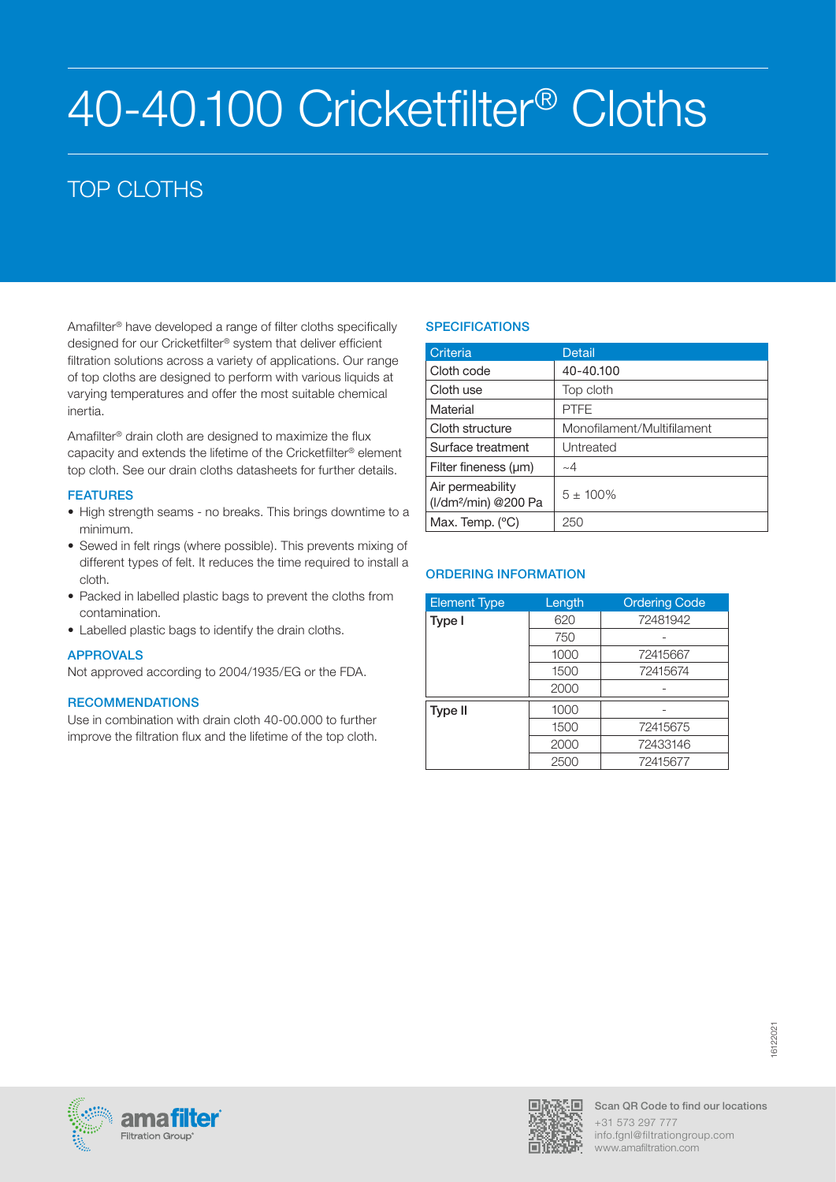# 40-40.100 Cricketfilter® Cloths

## TOP CLOTHS

Amafilter® have developed a range of filter cloths specifically designed for our Cricketfilter® system that deliver efficient filtration solutions across a variety of applications. Our range of top cloths are designed to perform with various liquids at varying temperatures and offer the most suitable chemical inertia.

Amafilter® drain cloth are designed to maximize the flux capacity and extends the lifetime of the Cricketfilter® element top cloth. See our drain cloths datasheets for further details.

### FEATURES

- High strength seams - no breaks. This brings downtime to a minimum.
- Sewed in felt rings (where possible). This prevents mixing of different types of felt. It reduces the time required to install a cloth.
- Packed in labelled plastic bags to prevent the cloths from contamination.
- Labelled plastic bags to identify the drain cloths.

### APPROVALS

Not approved according to 2004/1935/EG or the FDA.

### RECOMMENDATIONS

Use in combination with drain cloth 40-00.000 to further improve the filtration flux and the lifetime of the top cloth.

### SPECIFICATIONS

| Criteria | Detail |
|---|---|
| Cloth code | 40-40.100 |
| Cloth use | Top cloth |
| Material | PTFE |
| Cloth structure | Monofilament/Multifilament |
| Surface treatment | Untreated |
| Filter fineness (µm) | ~4 |
| Air permeability ($l/dm^2/min$) @200 Pa | 5 ± 100% |
| Max. Temp. (°C) | 250 |

### ORDERING INFORMATION

| Element Type | Length | Ordering Code |
|---|---|---|
| Type I | 620 | 72481942 |
| | 750 | - |
| | 1000 | 72415667 |
| | 1500 | 72415674 |
| | 2000 | - |
| Type II | 1000 | - |
| | 1500 | 72415675 |
| | 2000 | 72433146 |
| | 2500 | 72415677 |

16122021

Scan QR Code to find our locations
+31 573 297 777
info.fgnl@filtrationgroup.com
www.amafiltration.com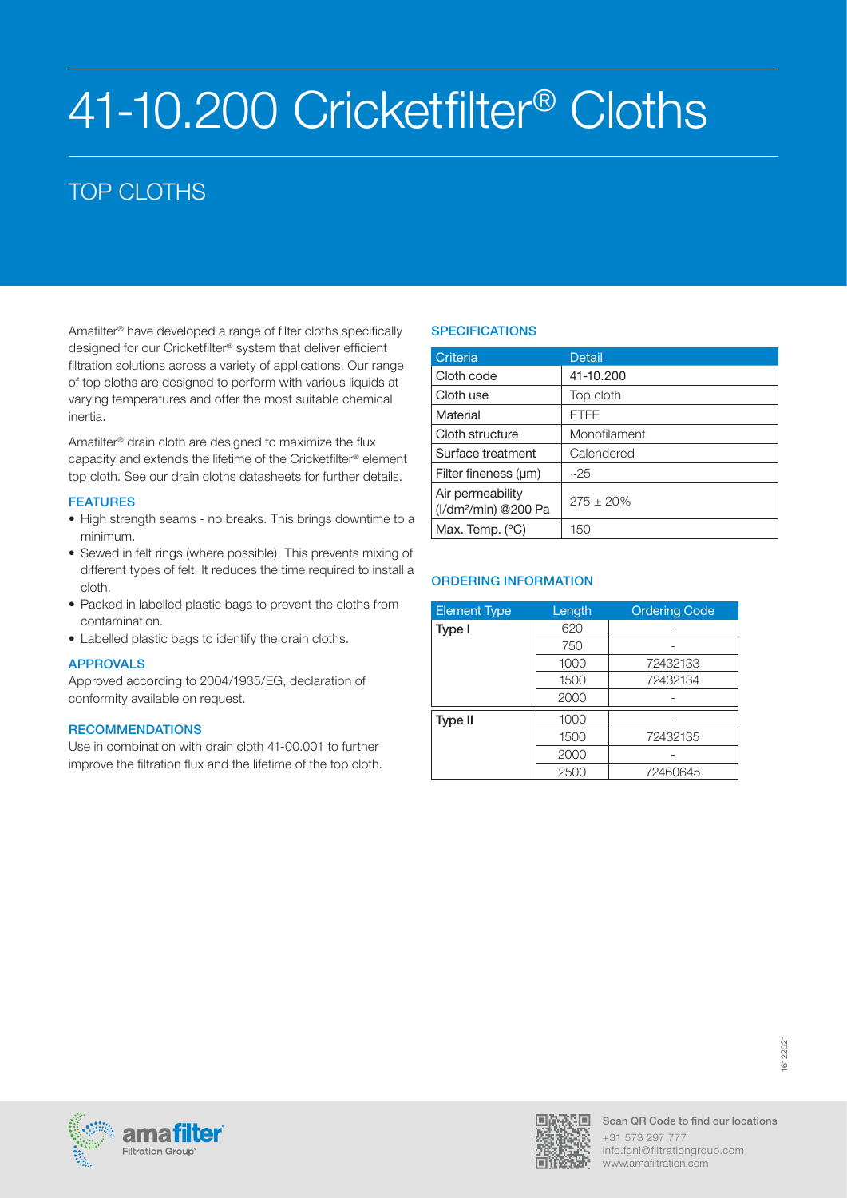# 41-10.200 Cricketfilter® Cloths

## TOP CLOTHS

Amafilter® have developed a range of filter cloths specifically designed for our Cricketfilter® system that deliver efficient filtration solutions across a variety of applications. Our range of top cloths are designed to perform with various liquids at varying temperatures and offer the most suitable chemical inertia.

Amafilter® drain cloth are designed to maximize the flux capacity and extends the lifetime of the Cricketfilter® element top cloth. See our drain cloths datasheets for further details.

### FEATURES

- High strength seams - no breaks. This brings downtime to a minimum.
- Sewed in felt rings (where possible). This prevents mixing of different types of felt. It reduces the time required to install a cloth.
- Packed in labelled plastic bags to prevent the cloths from contamination.
- Labelled plastic bags to identify the drain cloths.

### APPROVALS

Approved according to 2004/1935/EG, declaration of conformity available on request.

### RECOMMENDATIONS

Use in combination with drain cloth 41-00.001 to further improve the filtration flux and the lifetime of the top cloth.

### SPECIFICATIONS

| Criteria | Detail |
| --- | --- |
| Cloth code | 41-10.200 |
| Cloth use | Top cloth |
| Material | ETFE |
| Cloth structure | Monofilament |
| Surface treatment | Calendered |
| Filter fineness (μm) | ~25 |
| Air permeability (l/dm²/min) @200 Pa | 275 ± 20% |
| Max. Temp. (°C) | 150 |

### ORDERING INFORMATION

| Element Type | Length | Ordering Code |
| --- | --- | --- |
| Type I | 620 | - |
| | 750 | - |
| | 1000 | 72432133 |
| | 1500 | 72432134 |
| | 2000 | - |
| Type II | 1000 | - |
| | 1500 | 72432135 |
| | 2000 | - |
| | 2500 | 72460645 |

16122021

Scan QR Code to find our locations
+31 573 297 777
info.fgnl@filtrationgroup.com
www.amafiltration.com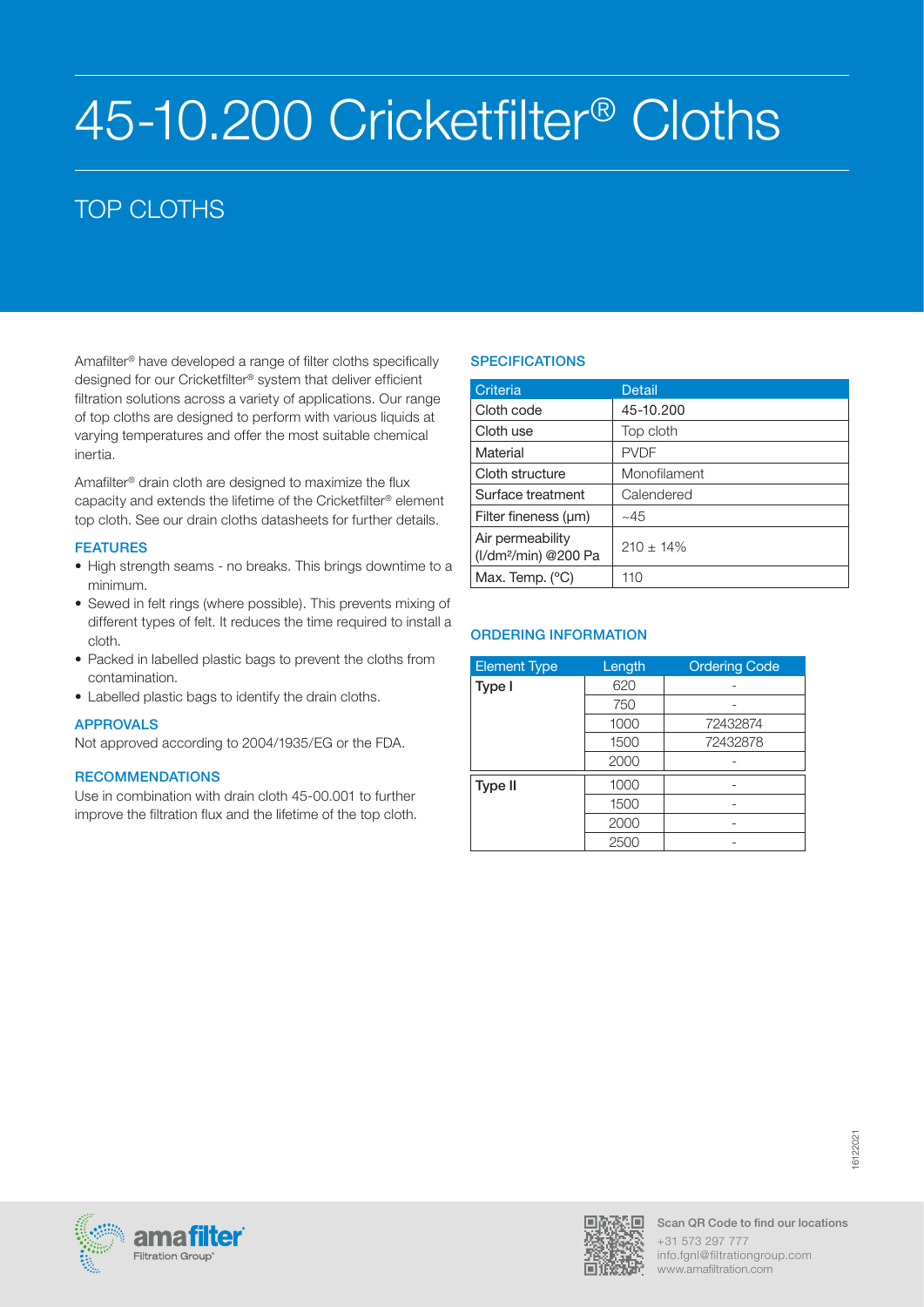# 45-10.200 Cricketfilter® Cloths

## TOP CLOTHS

Amafilter® have developed a range of filter cloths specifically designed for our Cricketfilter® system that deliver efficient filtration solutions across a variety of applications. Our range of top cloths are designed to perform with various liquids at varying temperatures and offer the most suitable chemical inertia.

Amafilter® drain cloth are designed to maximize the flux capacity and extends the lifetime of the Cricketfilter® element top cloth. See our drain cloths datasheets for further details.

### FEATURES

- High strength seams - no breaks. This brings downtime to a minimum.
- Sewed in felt rings (where possible). This prevents mixing of different types of felt. It reduces the time required to install a cloth.
- Packed in labelled plastic bags to prevent the cloths from contamination.
- Labelled plastic bags to identify the drain cloths.

### APPROVALS

Not approved according to 2004/1935/EG or the FDA.

### RECOMMENDATIONS

Use in combination with drain cloth 45-00.001 to further improve the filtration flux and the lifetime of the top cloth.

### SPECIFICATIONS

| Criteria | Detail |
|---|---|
| Cloth code | 45-10.200 |
| Cloth use | Top cloth |
| Material | PVDF |
| Cloth structure | Monofilament |
| Surface treatment | Calendered |
| Filter fineness (µm) | ~45 |
| Air permeability (l/dm²/min) @200 Pa | 210 ± 14% |
| Max. Temp. (°C) | 110 |

### ORDERING INFORMATION

| Element Type | Length | Ordering Code |
|---|---|---|
| Type I | 620 | - |
| | 750 | - |
| | 1000 | 72432874 |
| | 1500 | 72432878 |
| | 2000 | - |
| Type II | 1000 | - |
| | 1500 | - |
| | 2000 | - |
| | 2500 | - |

16122021

Scan QR Code to find our locations
+31 573 297 777
info.fgnl@filtrationgroup.com
www.amafiltration.com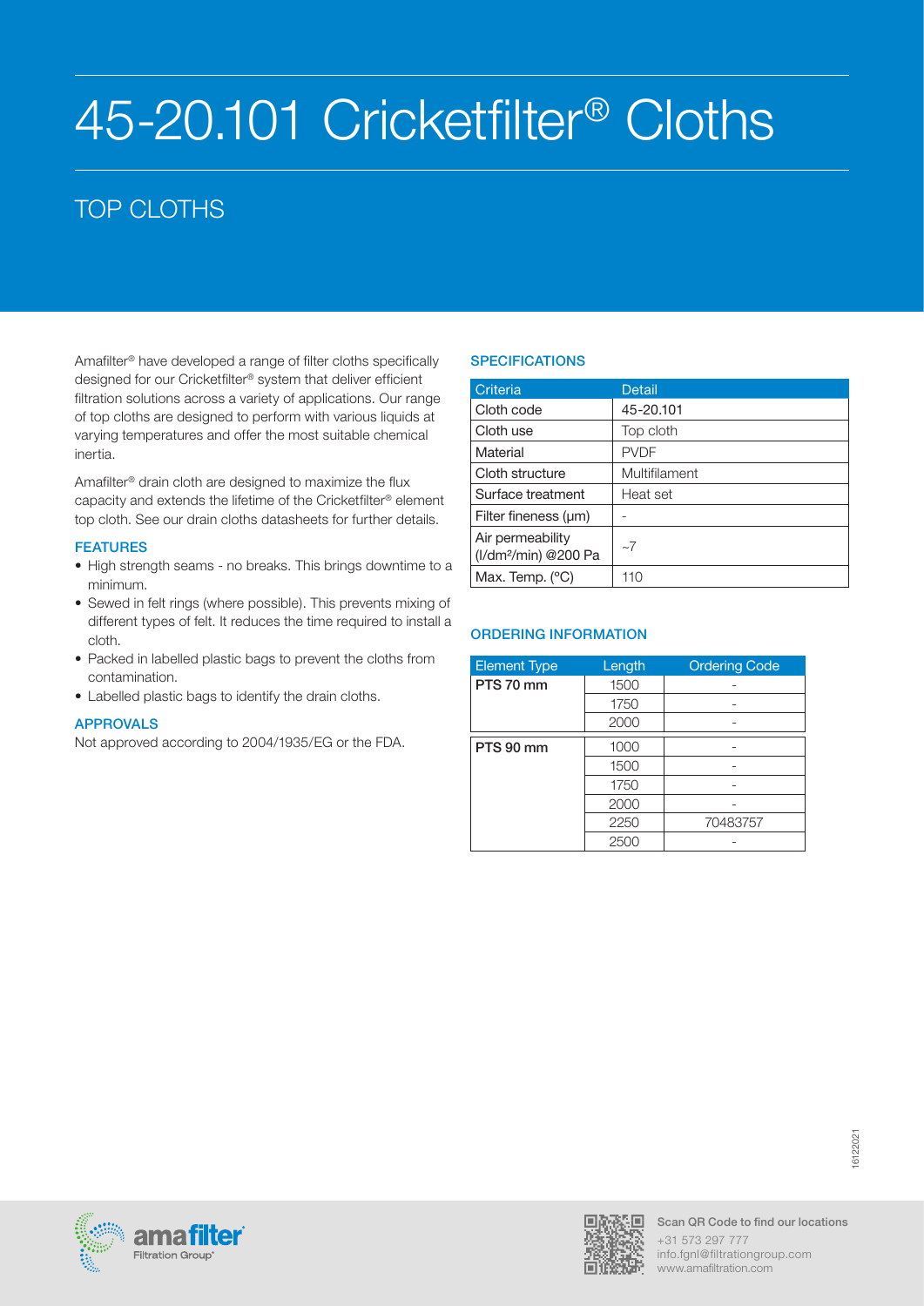# 45-20.101 Cricketfilter® Cloths

## TOP CLOTHS

Amafilter® have developed a range of filter cloths specifically designed for our Cricketfilter® system that deliver efficient filtration solutions across a variety of applications. Our range of top cloths are designed to perform with various liquids at varying temperatures and offer the most suitable chemical inertia.

Amafilter® drain cloth are designed to maximize the flux capacity and extends the lifetime of the Cricketfilter® element top cloth. See our drain cloths datasheets for further details.

### FEATURES

- High strength seams - no breaks. This brings downtime to a minimum.
- Sewed in felt rings (where possible). This prevents mixing of different types of felt. It reduces the time required to install a cloth.
- Packed in labelled plastic bags to prevent the cloths from contamination.
- Labelled plastic bags to identify the drain cloths.

### APPROVALS

Not approved according to 2004/1935/EG or the FDA.

### SPECIFICATIONS

| Criteria | Detail |
|---|---|
| Cloth code | 45-20.101 |
| Cloth use | Top cloth |
| Material | PVDF |
| Cloth structure | Multifilament |
| Surface treatment | Heat set |
| Filter fineness (µm) | - |
| Air permeability (l/dm²/min) @200 Pa | ~7 |
| Max. Temp. (°C) | 110 |

### ORDERING INFORMATION

| Element Type | Length | Ordering Code |
|---|---|---|
| PTS 70 mm | 1500 | - |
| | 1750 | - |
| | 2000 | - |
| PTS 90 mm | 1000 | - |
| | 1500 | - |
| | 1750 | - |
| | 2000 | - |
| | 2250 | 70483757 |
| | 2500 | - |

16122021

Scan QR Code to find our locations
+31 573 297 777
info.fgnl@filtrationgroup.com
www.amafiltration.com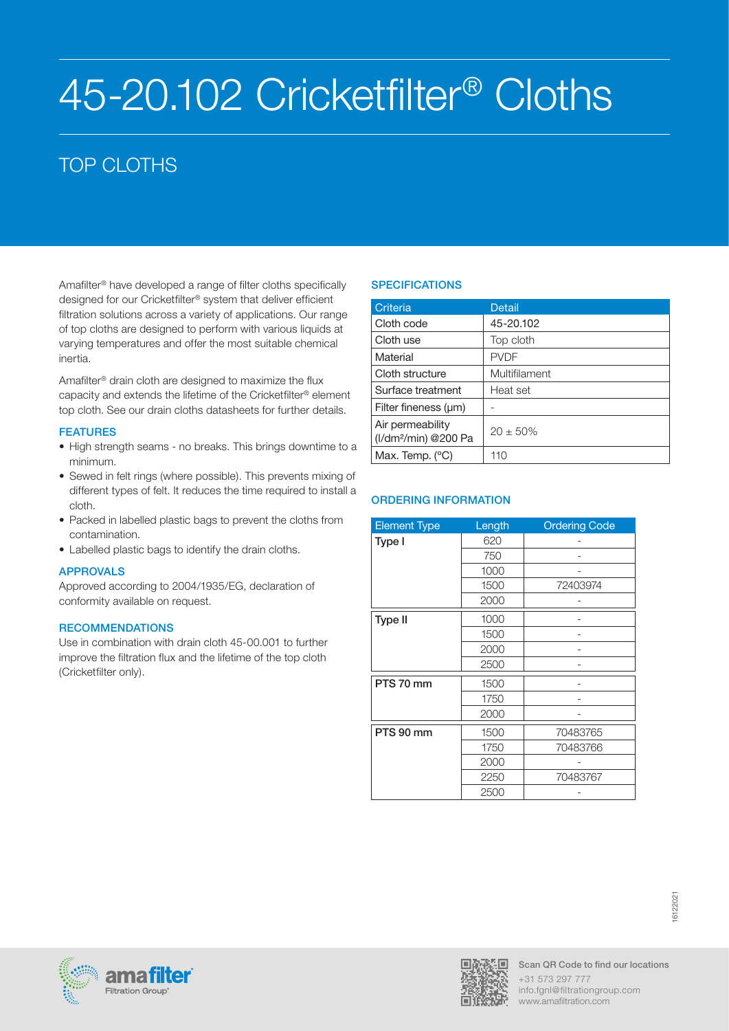# 45-20.102 Cricketfilter® Cloths

## TOP CLOTHS

Amafilter® have developed a range of filter cloths specifically designed for our Cricketfilter® system that deliver efficient filtration solutions across a variety of applications. Our range of top cloths are designed to perform with various liquids at varying temperatures and offer the most suitable chemical inertia.

Amafilter® drain cloth are designed to maximize the flux capacity and extends the lifetime of the Cricketfilter® element top cloth. See our drain cloths datasheets for further details.

### FEATURES

- High strength seams - no breaks. This brings downtime to a minimum.
- Sewed in felt rings (where possible). This prevents mixing of different types of felt. It reduces the time required to install a cloth.
- Packed in labelled plastic bags to prevent the cloths from contamination.
- Labelled plastic bags to identify the drain cloths.

### APPROVALS

Approved according to 2004/1935/EG, declaration of conformity available on request.

### RECOMMENDATIONS

Use in combination with drain cloth 45-00.001 to further improve the filtration flux and the lifetime of the top cloth (Cricketfilter only).

### SPECIFICATIONS

| Criteria | Detail |
|---|---|
| Cloth code | 45-20.102 |
| Cloth use | Top cloth |
| Material | PVDF |
| Cloth structure | Multifilament |
| Surface treatment | Heat set |
| Filter fineness (µm) | - |
| Air permeability (l/dm²/min) @200 Pa | 20 ± 50% |
| Max. Temp. (°C) | 110 |

### ORDERING INFORMATION

| Element Type | Length | Ordering Code |
|---|---|---|
| Type I | 620 | - |
| | 750 | - |
| | 1000 | - |
| | 1500 | 72403974 |
| | 2000 | - |
| Type II | 1000 | - |
| | 1500 | - |
| | 2000 | - |
| | 2500 | - |
| PTS 70 mm | 1500 | - |
| | 1750 | - |
| | 2000 | - |
| PTS 90 mm | 1500 | 70483765 |
| | 1750 | 70483766 |
| | 2000 | - |
| | 2250 | 70483767 |
| | 2500 | - |

16122021

Scan QR Code to find our locations
+31 573 297 777
info.fgnl@filtrationgroup.com
www.amafiltration.com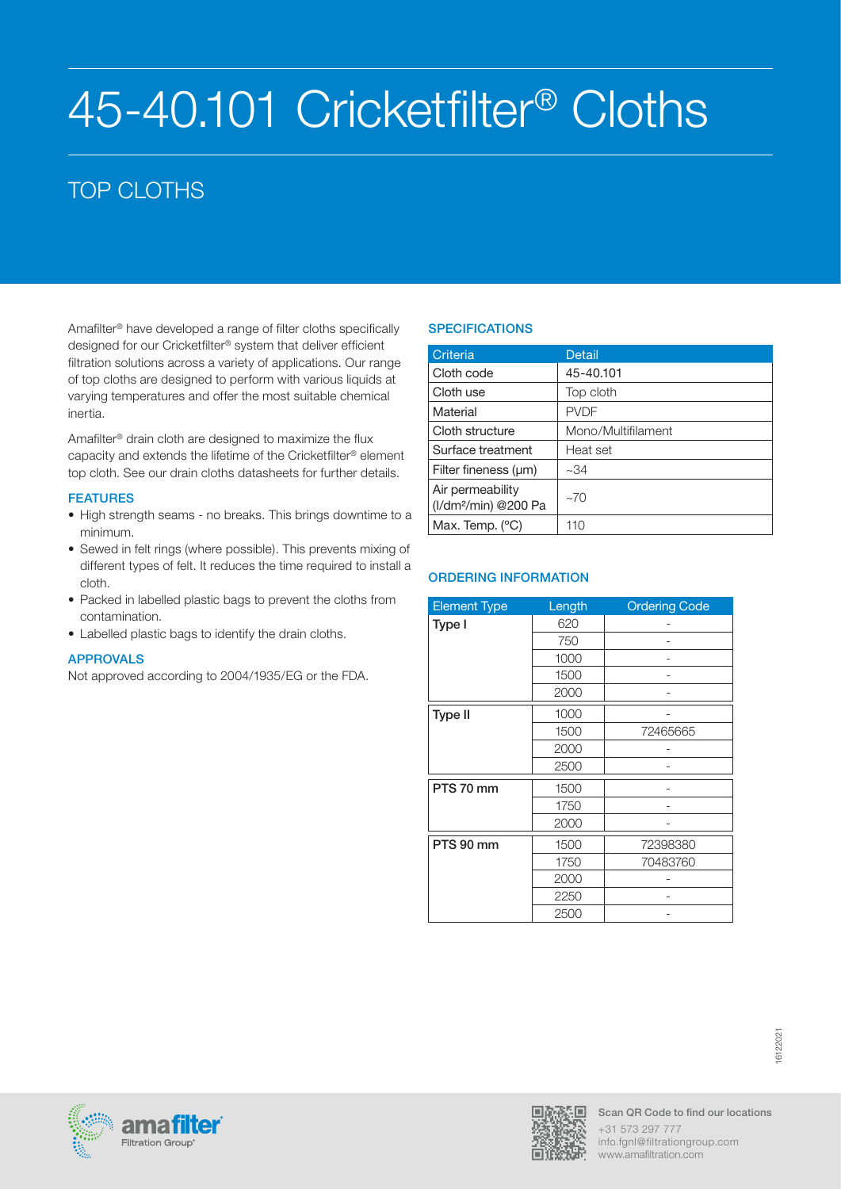# 45-40.101 Cricketfilter® Cloths

## TOP CLOTHS

Amafilter® have developed a range of filter cloths specifically designed for our Cricketfilter® system that deliver efficient filtration solutions across a variety of applications. Our range of top cloths are designed to perform with various liquids at varying temperatures and offer the most suitable chemical inertia.

Amafilter® drain cloth are designed to maximize the flux capacity and extends the lifetime of the Cricketfilter® element top cloth. See our drain cloths datasheets for further details.

### FEATURES

- High strength seams - no breaks. This brings downtime to a minimum.
- Sewed in felt rings (where possible). This prevents mixing of different types of felt. It reduces the time required to install a cloth.
- Packed in labelled plastic bags to prevent the cloths from contamination.
- Labelled plastic bags to identify the drain cloths.

### APPROVALS

Not approved according to 2004/1935/EG or the FDA.

### SPECIFICATIONS

| Criteria | Detail |
| --- | --- |
| Cloth code | 45-40.101 |
| Cloth use | Top cloth |
| Material | PVDF |
| Cloth structure | Mono/Multifilament |
| Surface treatment | Heat set |
| Filter fineness (μm) | ~34 |
| Air permeability (l/dm²/min) @200 Pa | ~70 |
| Max. Temp. (°C) | 110 |

### ORDERING INFORMATION

| Element Type | Length | Ordering Code |
| --- | --- | --- |
| Type I | 620 | - |
| | 750 | - |
| | 1000 | - |
| | 1500 | - |
| | 2000 | - |
| Type II | 1000 | - |
| | 1500 | 72465665 |
| | 2000 | - |
| | 2500 | - |
| PTS 70 mm | 1500 | - |
| | 1750 | - |
| | 2000 | - |
| PTS 90 mm | 1500 | 72398380 |
| | 1750 | 70483760 |
| | 2000 | - |
| | 2250 | - |
| | 2500 | - |

16122021

amafilter Filtration Group

Scan QR Code to find our locations
+31 573 297 777
info.fgnl@filtrationgroup.com
www.amafiltration.com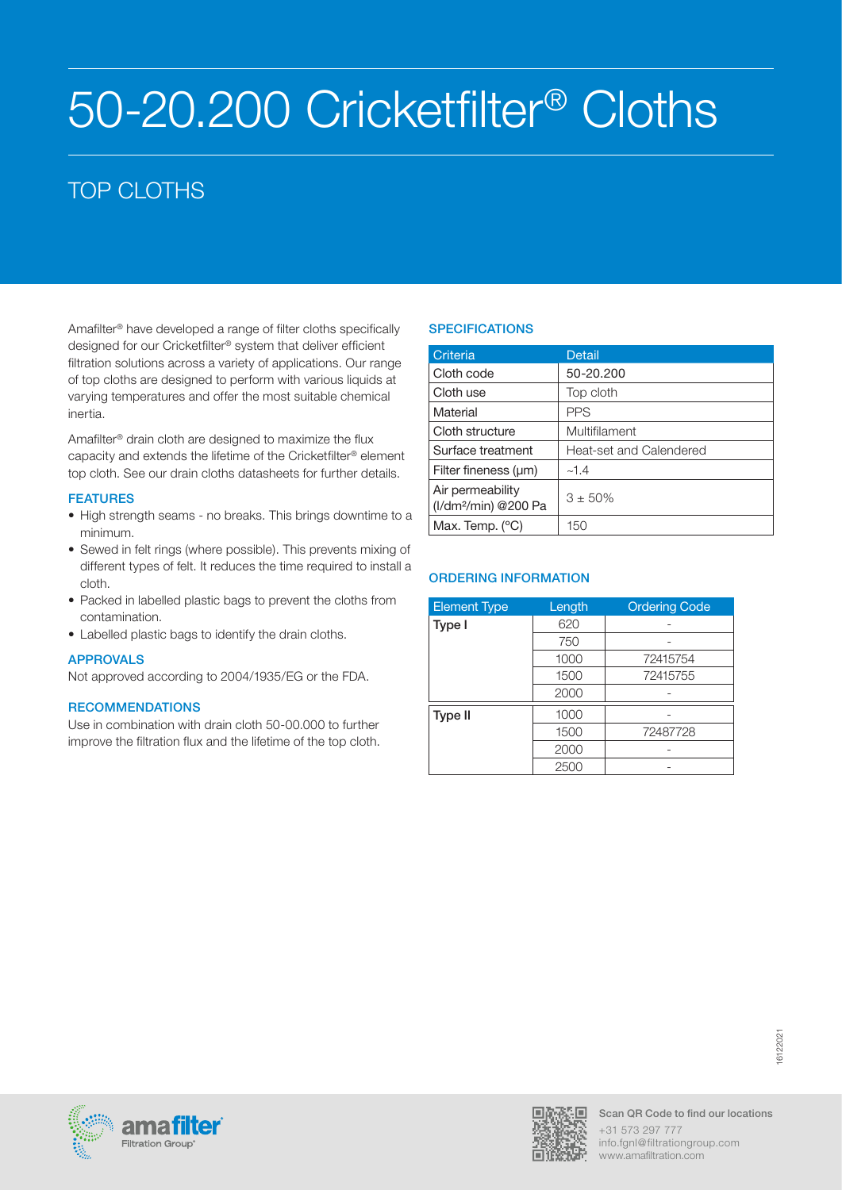# 50-20.200 Cricketfilter® Cloths

## TOP CLOTHS

Amafilter® have developed a range of filter cloths specifically designed for our Cricketfilter® system that deliver efficient filtration solutions across a variety of applications. Our range of top cloths are designed to perform with various liquids at varying temperatures and offer the most suitable chemical inertia.

Amafilter® drain cloth are designed to maximize the flux capacity and extends the lifetime of the Cricketfilter® element top cloth. See our drain cloths datasheets for further details.

### FEATURES

- High strength seams - no breaks. This brings downtime to a minimum.
- Sewed in felt rings (where possible). This prevents mixing of different types of felt. It reduces the time required to install a cloth.
- Packed in labelled plastic bags to prevent the cloths from contamination.
- Labelled plastic bags to identify the drain cloths.

### APPROVALS

Not approved according to 2004/1935/EG or the FDA.

### RECOMMENDATIONS

Use in combination with drain cloth 50-00.000 to further improve the filtration flux and the lifetime of the top cloth.

### SPECIFICATIONS

| Criteria | Detail |
| --- | --- |
| Cloth code | 50-20.200 |
| Cloth use | Top cloth |
| Material | PPS |
| Cloth structure | Multifilament |
| Surface treatment | Heat-set and Calendered |
| Filter fineness (µm) | ~1.4 |
| Air permeability (l/dm²/min) @200 Pa | 3 ± 50% |
| Max. Temp. (°C) | 150 |

### ORDERING INFORMATION

| Element Type | Length | Ordering Code |
| --- | --- | --- |
| Type I | 620 | - |
| | 750 | - |
| | 1000 | 72415754 |
| | 1500 | 72415755 |
| | 2000 | - |
| Type II | 1000 | - |
| | 1500 | 72487728 |
| | 2000 | - |
| | 2500 | - |

16122021

Scan QR Code to find our locations
+31 573 297 777
info.fgnl@filtrationgroup.com
www.amafiltration.com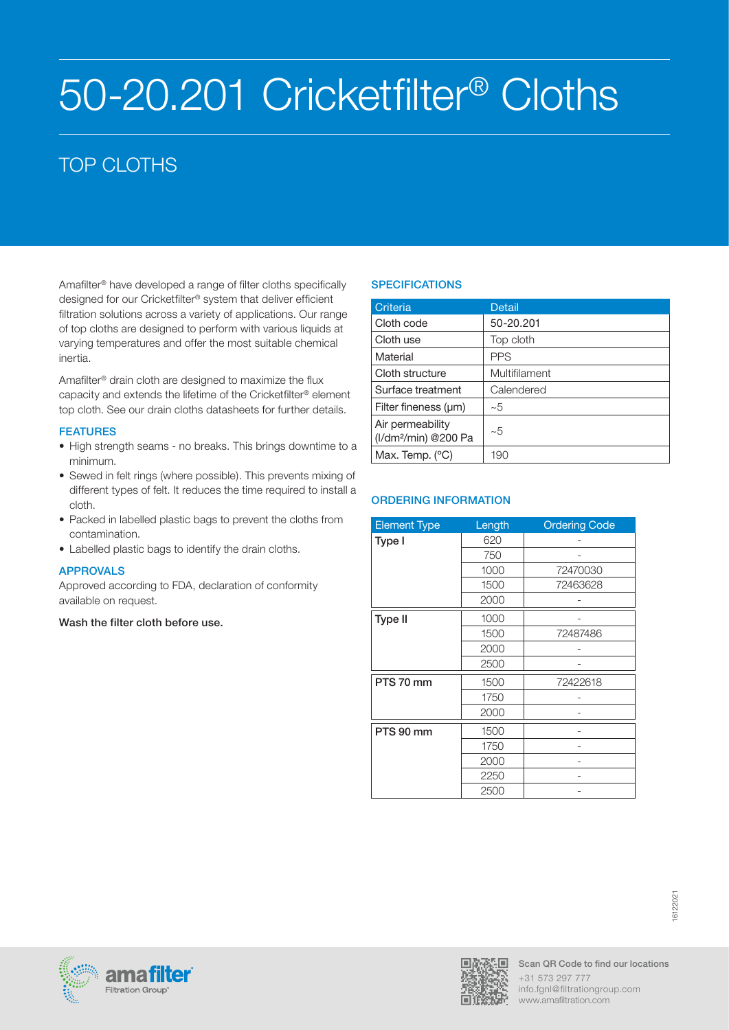# 50-20.201 Cricketfilter® Cloths

## TOP CLOTHS

Amafilter® have developed a range of filter cloths specifically designed for our Cricketfilter® system that deliver efficient filtration solutions across a variety of applications. Our range of top cloths are designed to perform with various liquids at varying temperatures and offer the most suitable chemical inertia.

Amafilter® drain cloth are designed to maximize the flux capacity and extends the lifetime of the Cricketfilter® element top cloth. See our drain cloths datasheets for further details.

### FEATURES

- High strength seams - no breaks. This brings downtime to a minimum.
- Sewed in felt rings (where possible). This prevents mixing of different types of felt. It reduces the time required to install a cloth.
- Packed in labelled plastic bags to prevent the cloths from contamination.
- Labelled plastic bags to identify the drain cloths.

### APPROVALS

Approved according to FDA, declaration of conformity available on request.

**Wash the filter cloth before use.**

### SPECIFICATIONS

| Criteria | Detail |
|---|---|
| Cloth code | 50-20.201 |
| Cloth use | Top cloth |
| Material | PPS |
| Cloth structure | Multifilament |
| Surface treatment | Calendered |
| Filter fineness (µm) | ~5 |
| Air permeability ($l/dm^2/min$) @200 Pa | ~5 |
| Max. Temp. (°C) | 190 |

### ORDERING INFORMATION

| Element Type | Length | Ordering Code |
|---|---|---|
| Type I | 620 | - |
| | 750 | - |
| | 1000 | 72470030 |
| | 1500 | 72463628 |
| | 2000 | - |
| Type II | 1000 | - |
| | 1500 | 72487486 |
| | 2000 | - |
| | 2500 | - |
| PTS 70 mm | 1500 | 72422618 |
| | 1750 | - |
| | 2000 | - |
| PTS 90 mm | 1500 | - |
| | 1750 | - |
| | 2000 | - |
| | 2250 | - |
| | 2500 | - |

16122021

amafilter Filtration Group

Scan QR Code to find our locations
+31 573 297 777
info.fgnl@filtrationgroup.com
www.amafiltration.com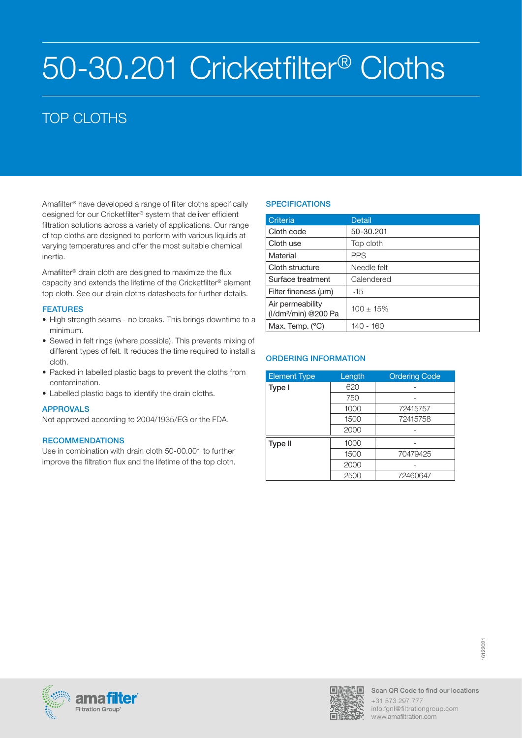# 50-30.201 Cricketfilter® Cloths

## TOP CLOTHS

Amafilter® have developed a range of filter cloths specifically designed for our Cricketfilter® system that deliver efficient filtration solutions across a variety of applications. Our range of top cloths are designed to perform with various liquids at varying temperatures and offer the most suitable chemical inertia.

Amafilter® drain cloth are designed to maximize the flux capacity and extends the lifetime of the Cricketfilter® element top cloth. See our drain cloths datasheets for further details.

### FEATURES

- High strength seams - no breaks. This brings downtime to a minimum.
- Sewed in felt rings (where possible). This prevents mixing of different types of felt. It reduces the time required to install a cloth.
- Packed in labelled plastic bags to prevent the cloths from contamination.
- Labelled plastic bags to identify the drain cloths.

### APPROVALS

Not approved according to 2004/1935/EG or the FDA.

### RECOMMENDATIONS

Use in combination with drain cloth 50-00.001 to further improve the filtration flux and the lifetime of the top cloth.

### SPECIFICATIONS

| Criteria | Detail |
|---|---|
| Cloth code | 50-30.201 |
| Cloth use | Top cloth |
| Material | PPS |
| Cloth structure | Needle felt |
| Surface treatment | Calendered |
| Filter fineness (µm) | ~15 |
| Air permeability ($l/dm^2/min$) @200 Pa | 100 ± 15% |
| Max. Temp. (°C) | 140 - 160 |

### ORDERING INFORMATION

| Element Type | Length | Ordering Code |
|---|---|---|
| Type I | 620 | - |
| | 750 | - |
| | 1000 | 72415757 |
| | 1500 | 72415758 |
| | 2000 | - |
| Type II | 1000 | - |
| | 1500 | 70479425 |
| | 2000 | - |
| | 2500 | 72460647 |

16122021

Scan QR Code to find our locations
+31 573 297 777
info.fgnl@filtrationgroup.com
www.amafiltration.com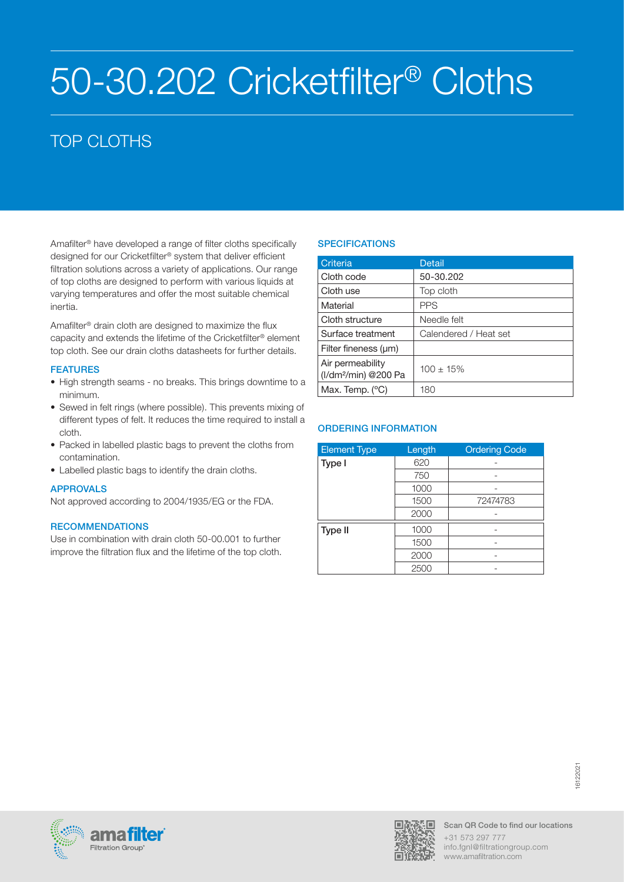# 50-30.202 Cricketfilter® Cloths

## TOP CLOTHS

Amafilter® have developed a range of filter cloths specifically designed for our Cricketfilter® system that deliver efficient filtration solutions across a variety of applications. Our range of top cloths are designed to perform with various liquids at varying temperatures and offer the most suitable chemical inertia.

Amafilter® drain cloth are designed to maximize the flux capacity and extends the lifetime of the Cricketfilter® element top cloth. See our drain cloths datasheets for further details.

### FEATURES

- High strength seams - no breaks. This brings downtime to a minimum.
- Sewed in felt rings (where possible). This prevents mixing of different types of felt. It reduces the time required to install a cloth.
- Packed in labelled plastic bags to prevent the cloths from contamination.
- Labelled plastic bags to identify the drain cloths.

### APPROVALS

Not approved according to 2004/1935/EG or the FDA.

### RECOMMENDATIONS

Use in combination with drain cloth 50-00.001 to further improve the filtration flux and the lifetime of the top cloth.

### SPECIFICATIONS

| Criteria | Detail |
|---|---|
| Cloth code | 50-30.202 |
| Cloth use | Top cloth |
| Material | PPS |
| Cloth structure | Needle felt |
| Surface treatment | Calendered / Heat set |
| Filter fineness (μm) | |
| Air permeability (l/dm²/min) @200 Pa | 100 ± 15% |
| Max. Temp. (°C) | 180 |

### ORDERING INFORMATION

| Element Type | Length | Ordering Code |
|---|---|---|
| Type I | 620 | - |
| | 750 | - |
| | 1000 | - |
| | 1500 | 72474783 |
| | 2000 | - |
| Type II | 1000 | - |
| | 1500 | - |
| | 2000 | - |
| | 2500 | - |

16122021

Scan QR Code to find our locations
+31 573 297 777
info.fgnl@filtrationgroup.com
www.amafiltration.com